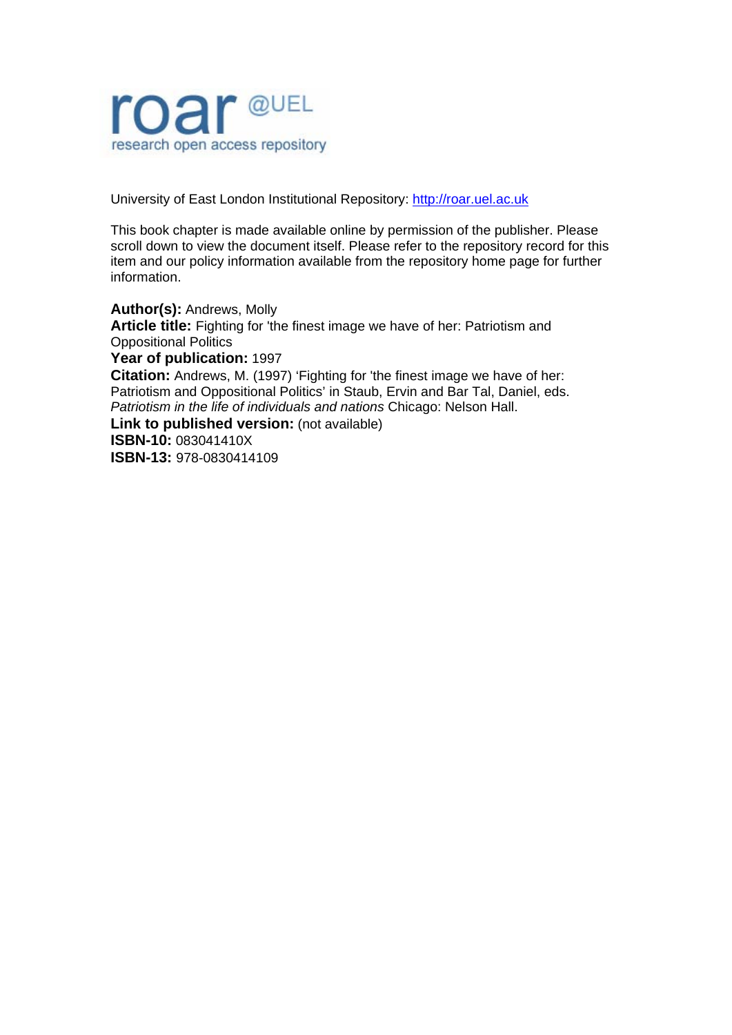roar @UEL
research open access repository

University of East London Institutional Repository: [http://roar.uel.ac.uk](http://roar.uel.ac.uk)

This book chapter is made available online by permission of the publisher. Please scroll down to view the document itself. Please refer to the repository record for this item and our policy information available from the repository home page for further information.

**Author(s):** Andrews, Molly
**Article title:** Fighting for 'the finest image we have of her: Patriotism and Oppositional Politics
**Year of publication:** 1997
**Citation:** Andrews, M. (1997) 'Fighting for 'the finest image we have of her: Patriotism and Oppositional Politics' in Staub, Ervin and Bar Tal, Daniel, eds. *Patriotism in the life of individuals and nations* Chicago: Nelson Hall.
**Link to published version:** (not available)
**ISBN-10:** 083041410X
**ISBN-13:** 978-0830414109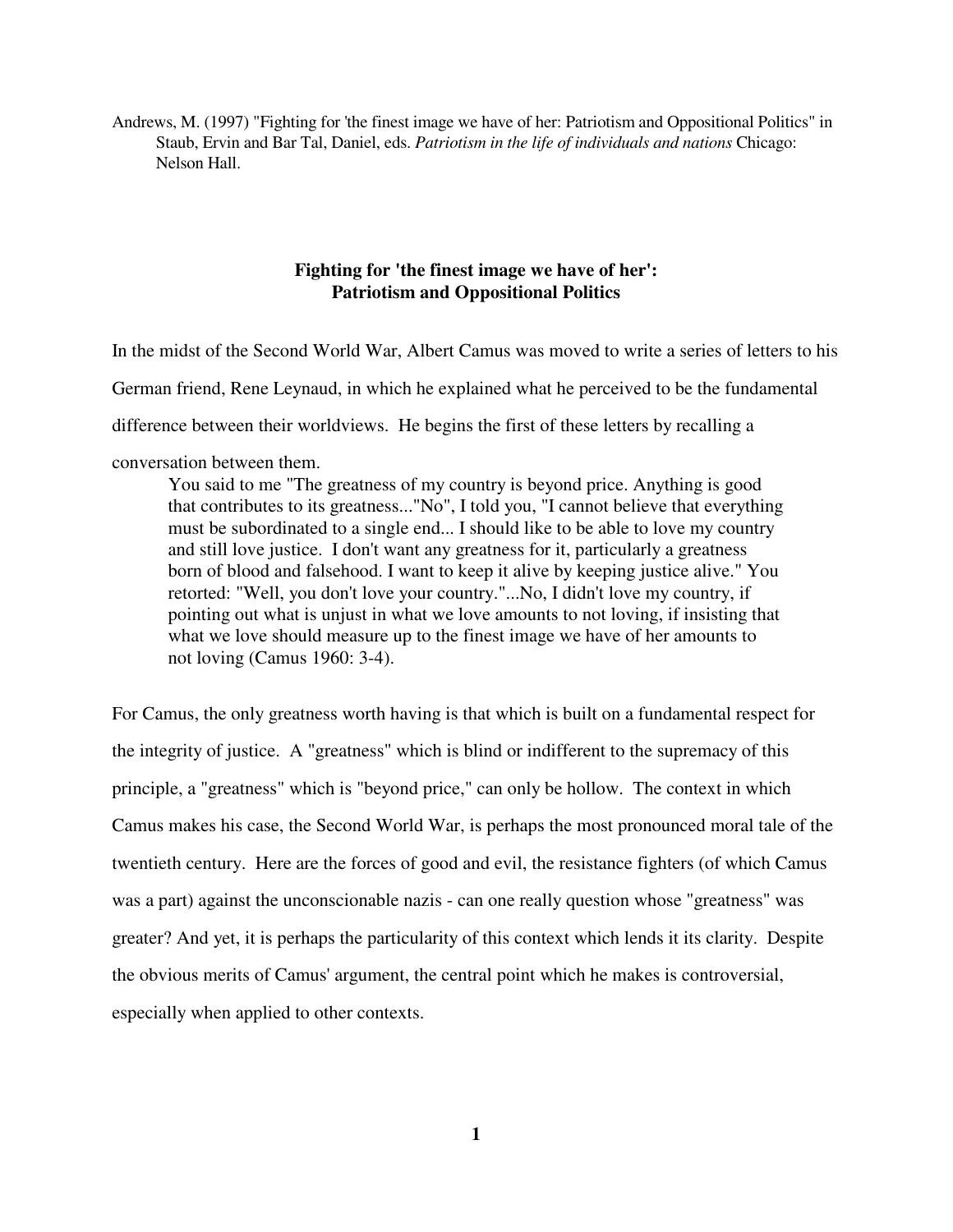Andrews, M. (1997) "Fighting for 'the finest image we have of her: Patriotism and Oppositional Politics" in Staub, Ervin and Bar Tal, Daniel, eds. *Patriotism in the life of individuals and nations* Chicago: Nelson Hall.

## Fighting for 'the finest image we have of her': Patriotism and Oppositional Politics

In the midst of the Second World War, Albert Camus was moved to write a series of letters to his German friend, Rene Leynaud, in which he explained what he perceived to be the fundamental difference between their worldviews. He begins the first of these letters by recalling a conversation between them.

> You said to me "The greatness of my country is beyond price. Anything is good that contributes to its greatness..."No", I told you, "I cannot believe that everything must be subordinated to a single end... I should like to be able to love my country and still love justice. I don't want any greatness for it, particularly a greatness born of blood and falsehood. I want to keep it alive by keeping justice alive." You retorted: "Well, you don't love your country."...No, I didn't love my country, if pointing out what is unjust in what we love amounts to not loving, if insisting that what we love should measure up to the finest image we have of her amounts to not loving (Camus 1960: 3-4).

For Camus, the only greatness worth having is that which is built on a fundamental respect for the integrity of justice. A "greatness" which is blind or indifferent to the supremacy of this principle, a "greatness" which is "beyond price," can only be hollow. The context in which Camus makes his case, the Second World War, is perhaps the most pronounced moral tale of the twentieth century. Here are the forces of good and evil, the resistance fighters (of which Camus was a part) against the unconscionable nazis - can one really question whose "greatness" was greater? And yet, it is perhaps the particularity of this context which lends it its clarity. Despite the obvious merits of Camus' argument, the central point which he makes is controversial, especially when applied to other contexts.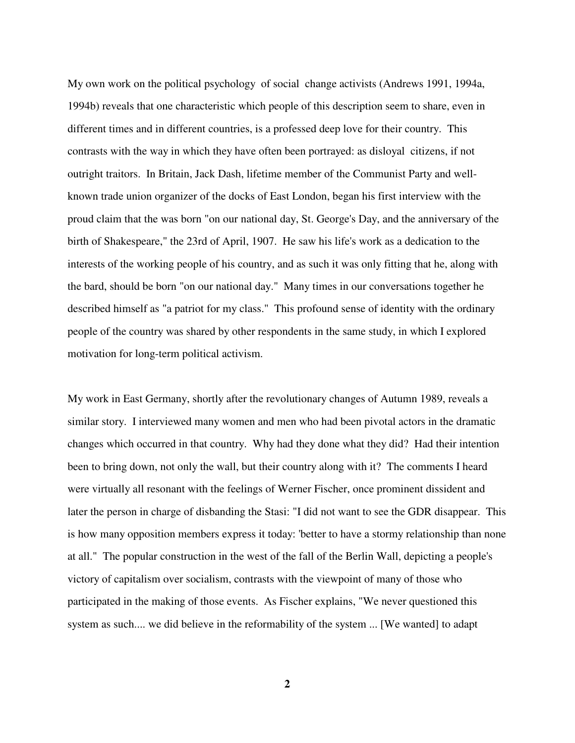My own work on the political psychology of social change activists (Andrews 1991, 1994a, 1994b) reveals that one characteristic which people of this description seem to share, even in different times and in different countries, is a professed deep love for their country. This contrasts with the way in which they have often been portrayed: as disloyal citizens, if not outright traitors. In Britain, Jack Dash, lifetime member of the Communist Party and well-known trade union organizer of the docks of East London, began his first interview with the proud claim that the was born "on our national day, St. George's Day, and the anniversary of the birth of Shakespeare," the 23rd of April, 1907. He saw his life's work as a dedication to the interests of the working people of his country, and as such it was only fitting that he, along with the bard, should be born "on our national day." Many times in our conversations together he described himself as "a patriot for my class." This profound sense of identity with the ordinary people of the country was shared by other respondents in the same study, in which I explored motivation for long-term political activism.

My work in East Germany, shortly after the revolutionary changes of Autumn 1989, reveals a similar story. I interviewed many women and men who had been pivotal actors in the dramatic changes which occurred in that country. Why had they done what they did? Had their intention been to bring down, not only the wall, but their country along with it? The comments I heard were virtually all resonant with the feelings of Werner Fischer, once prominent dissident and later the person in charge of disbanding the Stasi: "I did not want to see the GDR disappear. This is how many opposition members express it today: 'better to have a stormy relationship than none at all." The popular construction in the west of the fall of the Berlin Wall, depicting a people's victory of capitalism over socialism, contrasts with the viewpoint of many of those who participated in the making of those events. As Fischer explains, "We never questioned this system as such.... we did believe in the reformability of the system ... [We wanted] to adapt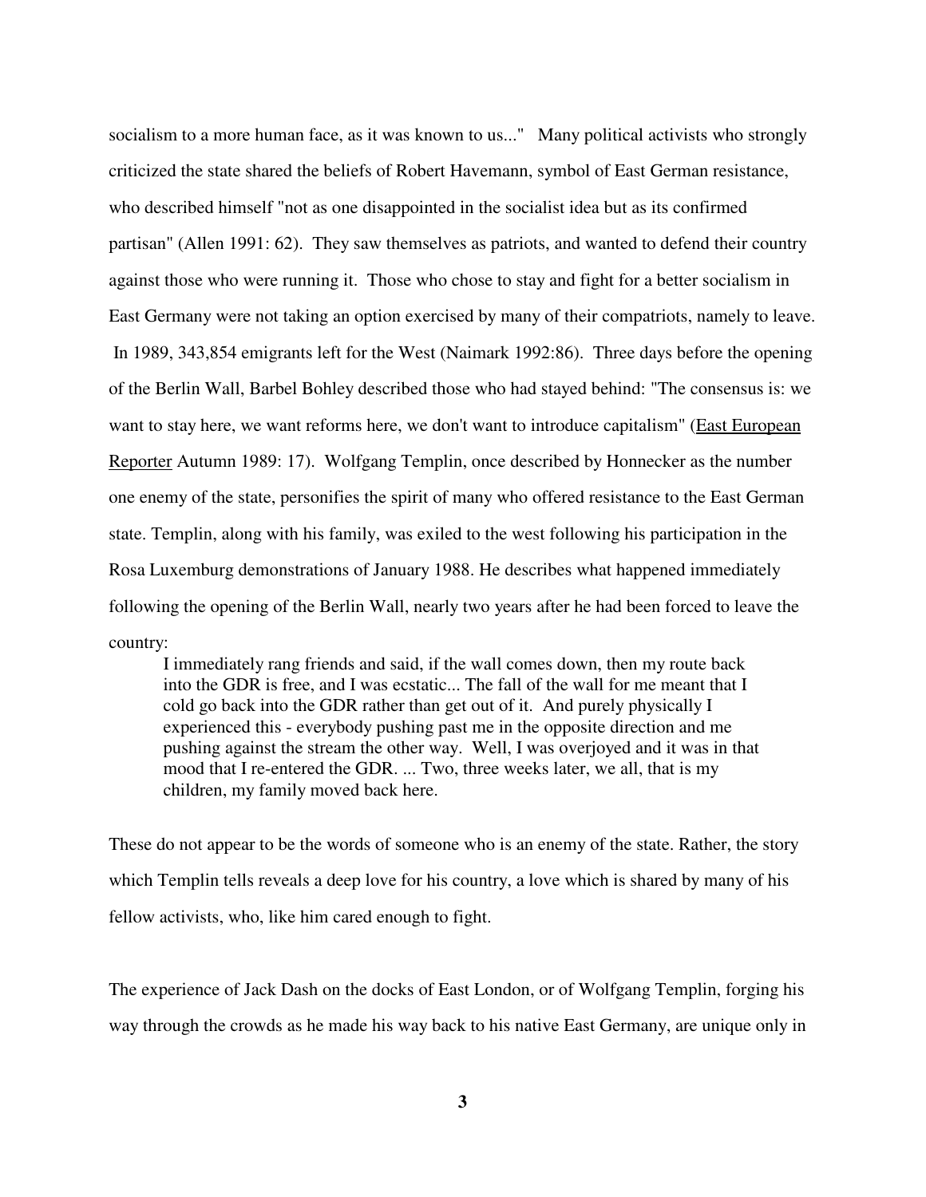socialism to a more human face, as it was known to us..." Many political activists who strongly criticized the state shared the beliefs of Robert Havemann, symbol of East German resistance, who described himself "not as one disappointed in the socialist idea but as its confirmed partisan" (Allen 1991: 62). They saw themselves as patriots, and wanted to defend their country against those who were running it. Those who chose to stay and fight for a better socialism in East Germany were not taking an option exercised by many of their compatriots, namely to leave. In 1989, 343,854 emigrants left for the West (Naimark 1992:86). Three days before the opening of the Berlin Wall, Barbel Bohley described those who had stayed behind: "The consensus is: we want to stay here, we want reforms here, we don't want to introduce capitalism" (East European Reporter Autumn 1989: 17). Wolfgang Templin, once described by Honnecker as the number one enemy of the state, personifies the spirit of many who offered resistance to the East German state. Templin, along with his family, was exiled to the west following his participation in the Rosa Luxemburg demonstrations of January 1988. He describes what happened immediately following the opening of the Berlin Wall, nearly two years after he had been forced to leave the country:

> I immediately rang friends and said, if the wall comes down, then my route back into the GDR is free, and I was ecstatic... The fall of the wall for me meant that I cold go back into the GDR rather than get out of it. And purely physically I experienced this - everybody pushing past me in the opposite direction and me pushing against the stream the other way. Well, I was overjoyed and it was in that mood that I re-entered the GDR. ... Two, three weeks later, we all, that is my children, my family moved back here.

These do not appear to be the words of someone who is an enemy of the state. Rather, the story which Templin tells reveals a deep love for his country, a love which is shared by many of his fellow activists, who, like him cared enough to fight.

The experience of Jack Dash on the docks of East London, or of Wolfgang Templin, forging his way through the crowds as he made his way back to his native East Germany, are unique only in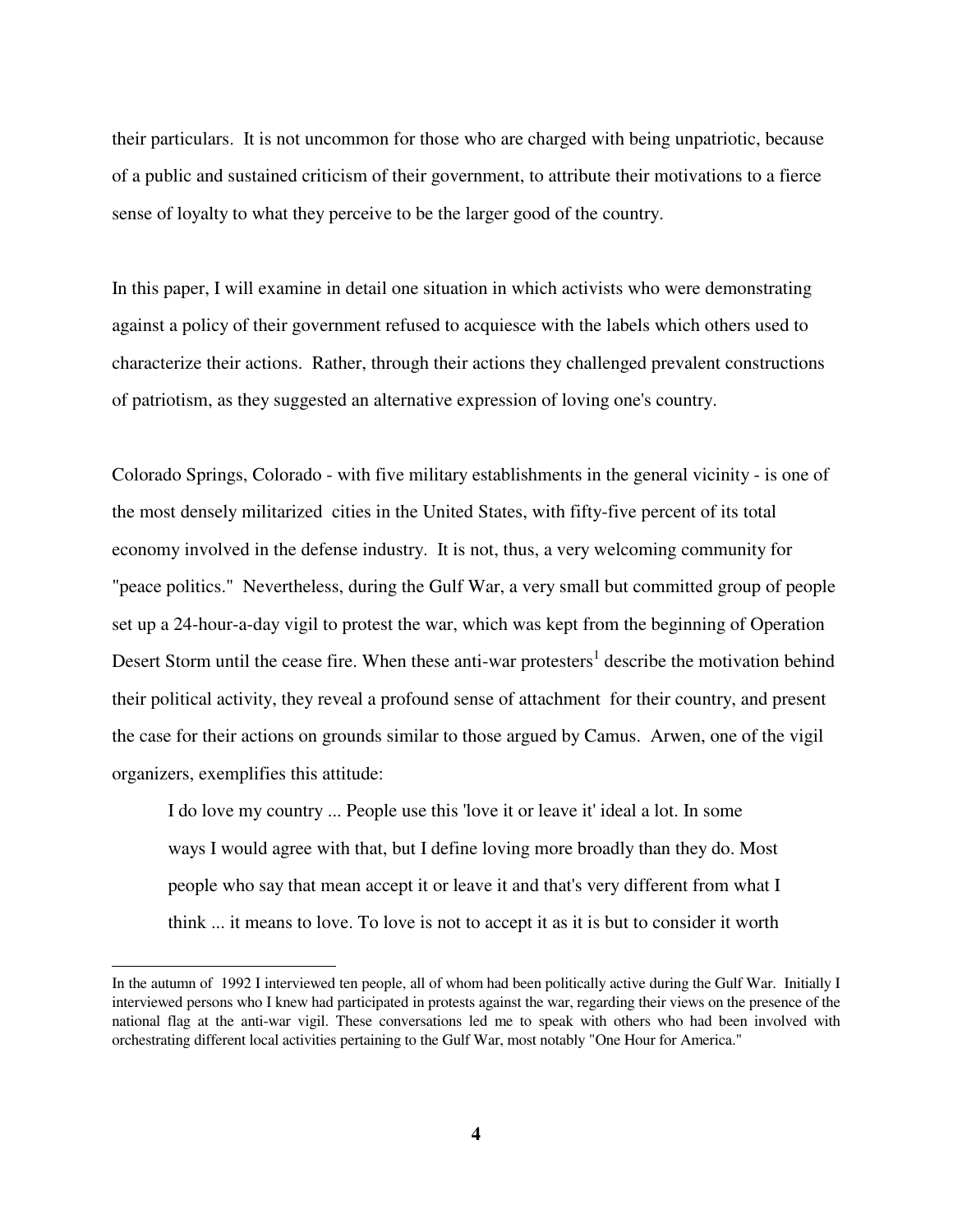their particulars. It is not uncommon for those who are charged with being unpatriotic, because of a public and sustained criticism of their government, to attribute their motivations to a fierce sense of loyalty to what they perceive to be the larger good of the country.

In this paper, I will examine in detail one situation in which activists who were demonstrating against a policy of their government refused to acquiesce with the labels which others used to characterize their actions. Rather, through their actions they challenged prevalent constructions of patriotism, as they suggested an alternative expression of loving one's country.

Colorado Springs, Colorado - with five military establishments in the general vicinity - is one of the most densely militarized cities in the United States, with fifty-five percent of its total economy involved in the defense industry. It is not, thus, a very welcoming community for "peace politics." Nevertheless, during the Gulf War, a very small but committed group of people set up a 24-hour-a-day vigil to protest the war, which was kept from the beginning of Operation Desert Storm until the cease fire. When these anti-war protesters[1] describe the motivation behind their political activity, they reveal a profound sense of attachment for their country, and present the case for their actions on grounds similar to those argued by Camus. Arwen, one of the vigil organizers, exemplifies this attitude:

> I do love my country ... People use this 'love it or leave it' ideal a lot. In some ways I would agree with that, but I define loving more broadly than they do. Most people who say that mean accept it or leave it and that's very different from what I think ... it means to love. To love is not to accept it as it is but to consider it worth

---

[1] In the autumn of 1992 I interviewed ten people, all of whom had been politically active during the Gulf War. Initially I interviewed persons who I knew had participated in protests against the war, regarding their views on the presence of the national flag at the anti-war vigil. These conversations led me to speak with others who had been involved with orchestrating different local activities pertaining to the Gulf War, most notably "One Hour for America."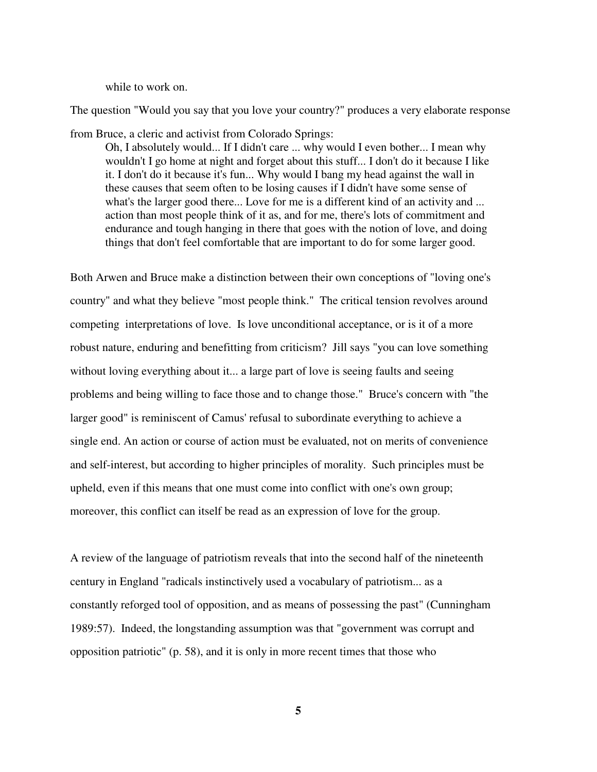while to work on.

The question "Would you say that you love your country?" produces a very elaborate response from Bruce, a cleric and activist from Colorado Springs:

> Oh, I absolutely would... If I didn't care ... why would I even bother... I mean why wouldn't I go home at night and forget about this stuff... I don't do it because I like it. I don't do it because it's fun... Why would I bang my head against the wall in these causes that seem often to be losing causes if I didn't have some sense of what's the larger good there... Love for me is a different kind of an activity and ... action than most people think of it as, and for me, there's lots of commitment and endurance and tough hanging in there that goes with the notion of love, and doing things that don't feel comfortable that are important to do for some larger good.

Both Arwen and Bruce make a distinction between their own conceptions of "loving one's country" and what they believe "most people think." The critical tension revolves around competing interpretations of love. Is love unconditional acceptance, or is it of a more robust nature, enduring and benefitting from criticism? Jill says "you can love something without loving everything about it... a large part of love is seeing faults and seeing problems and being willing to face those and to change those." Bruce's concern with "the larger good" is reminiscent of Camus' refusal to subordinate everything to achieve a single end. An action or course of action must be evaluated, not on merits of convenience and self-interest, but according to higher principles of morality. Such principles must be upheld, even if this means that one must come into conflict with one's own group; moreover, this conflict can itself be read as an expression of love for the group.

A review of the language of patriotism reveals that into the second half of the nineteenth century in England "radicals instinctively used a vocabulary of patriotism... as a constantly reforged tool of opposition, and as means of possessing the past" (Cunningham 1989:57). Indeed, the longstanding assumption was that "government was corrupt and opposition patriotic" (p. 58), and it is only in more recent times that those who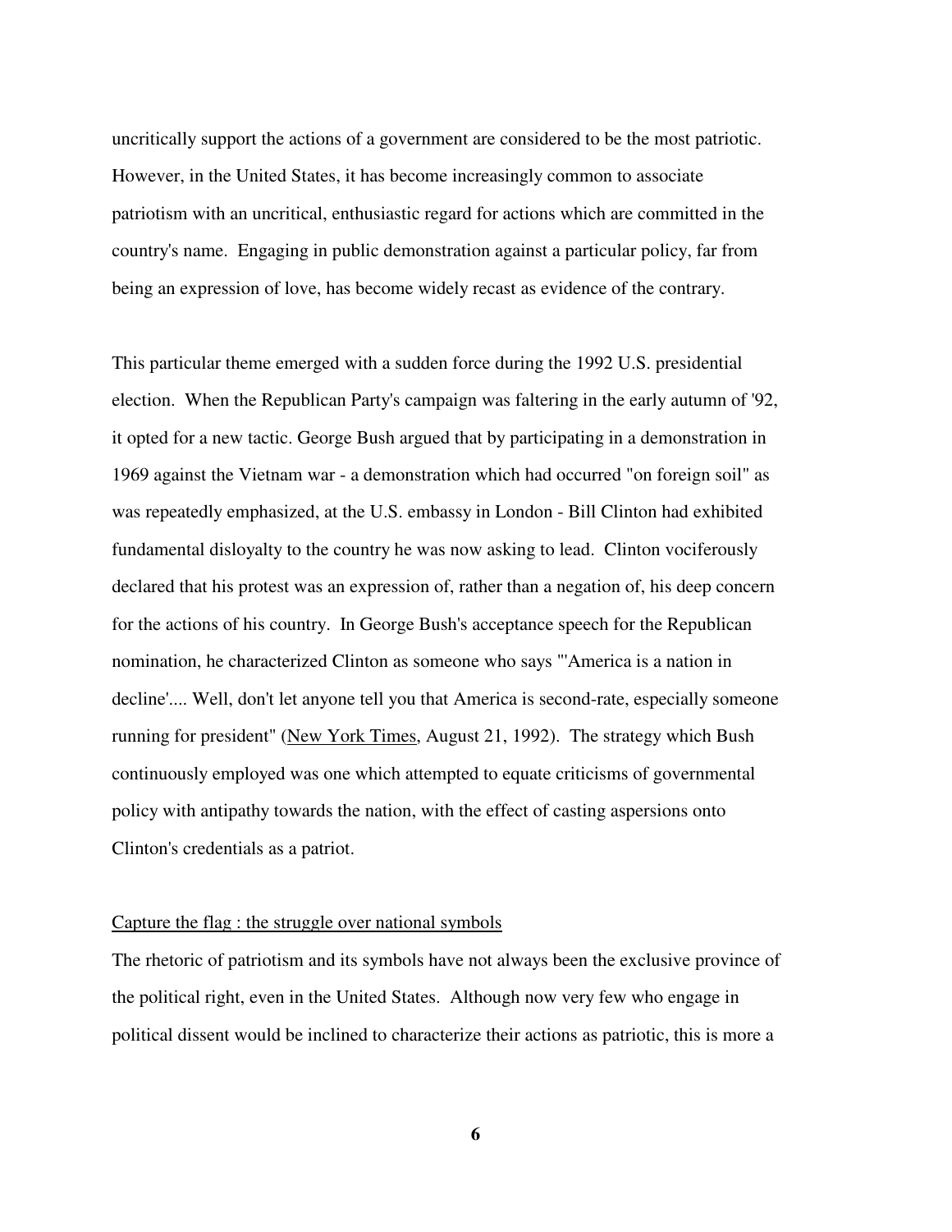uncritically support the actions of a government are considered to be the most patriotic. However, in the United States, it has become increasingly common to associate patriotism with an uncritical, enthusiastic regard for actions which are committed in the country's name. Engaging in public demonstration against a particular policy, far from being an expression of love, has become widely recast as evidence of the contrary.

This particular theme emerged with a sudden force during the 1992 U.S. presidential election. When the Republican Party's campaign was faltering in the early autumn of '92, it opted for a new tactic. George Bush argued that by participating in a demonstration in 1969 against the Vietnam war - a demonstration which had occurred "on foreign soil" as was repeatedly emphasized, at the U.S. embassy in London - Bill Clinton had exhibited fundamental disloyalty to the country he was now asking to lead. Clinton vociferously declared that his protest was an expression of, rather than a negation of, his deep concern for the actions of his country. In George Bush's acceptance speech for the Republican nomination, he characterized Clinton as someone who says "'America is a nation in decline'.... Well, don't let anyone tell you that America is second-rate, especially someone running for president" (New York Times, August 21, 1992). The strategy which Bush continuously employed was one which attempted to equate criticisms of governmental policy with antipathy towards the nation, with the effect of casting aspersions onto Clinton's credentials as a patriot.

## Capture the flag : the struggle over national symbols

The rhetoric of patriotism and its symbols have not always been the exclusive province of the political right, even in the United States. Although now very few who engage in political dissent would be inclined to characterize their actions as patriotic, this is more a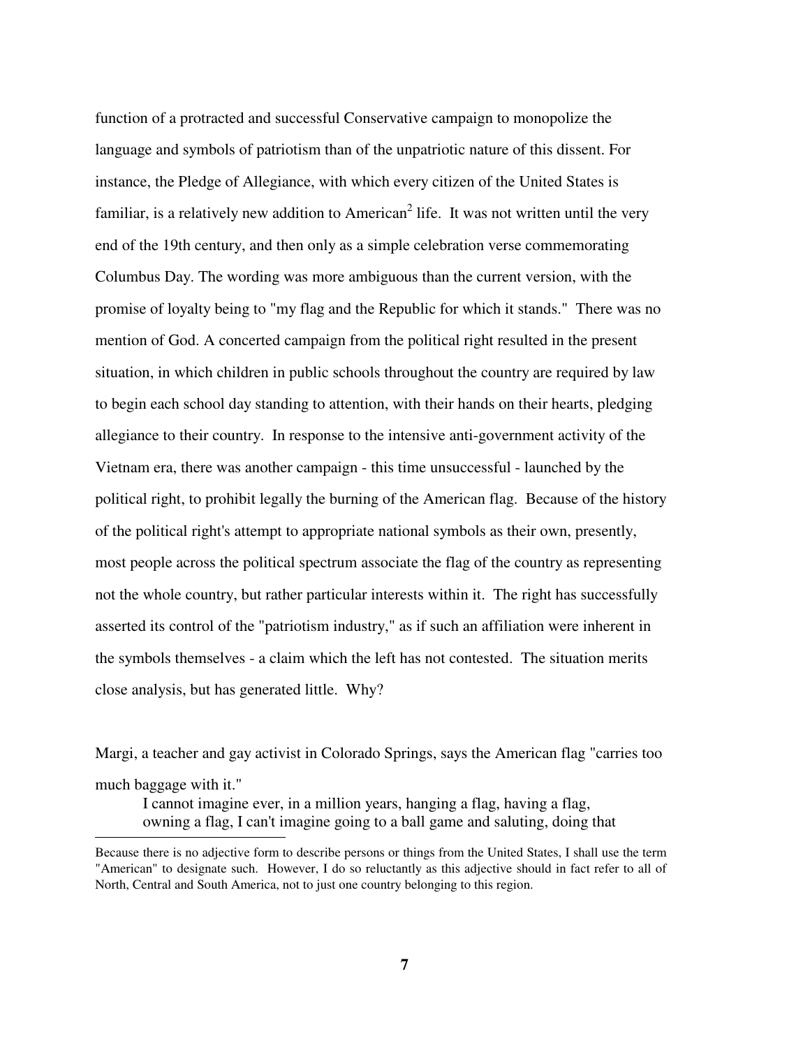function of a protracted and successful Conservative campaign to monopolize the language and symbols of patriotism than of the unpatriotic nature of this dissent. For instance, the Pledge of Allegiance, with which every citizen of the United States is familiar, is a relatively new addition to American[2] life. It was not written until the very end of the 19th century, and then only as a simple celebration verse commemorating Columbus Day. The wording was more ambiguous than the current version, with the promise of loyalty being to "my flag and the Republic for which it stands." There was no mention of God. A concerted campaign from the political right resulted in the present situation, in which children in public schools throughout the country are required by law to begin each school day standing to attention, with their hands on their hearts, pledging allegiance to their country. In response to the intensive anti-government activity of the Vietnam era, there was another campaign - this time unsuccessful - launched by the political right, to prohibit legally the burning of the American flag. Because of the history of the political right's attempt to appropriate national symbols as their own, presently, most people across the political spectrum associate the flag of the country as representing not the whole country, but rather particular interests within it. The right has successfully asserted its control of the "patriotism industry," as if such an affiliation were inherent in the symbols themselves - a claim which the left has not contested. The situation merits close analysis, but has generated little. Why?

Margi, a teacher and gay activist in Colorado Springs, says the American flag "carries too much baggage with it."

> I cannot imagine ever, in a million years, hanging a flag, having a flag, owning a flag, I can't imagine going to a ball game and saluting, doing that

---

[2] Because there is no adjective form to describe persons or things from the United States, I shall use the term "American" to designate such. However, I do so reluctantly as this adjective should in fact refer to all of North, Central and South America, not to just one country belonging to this region.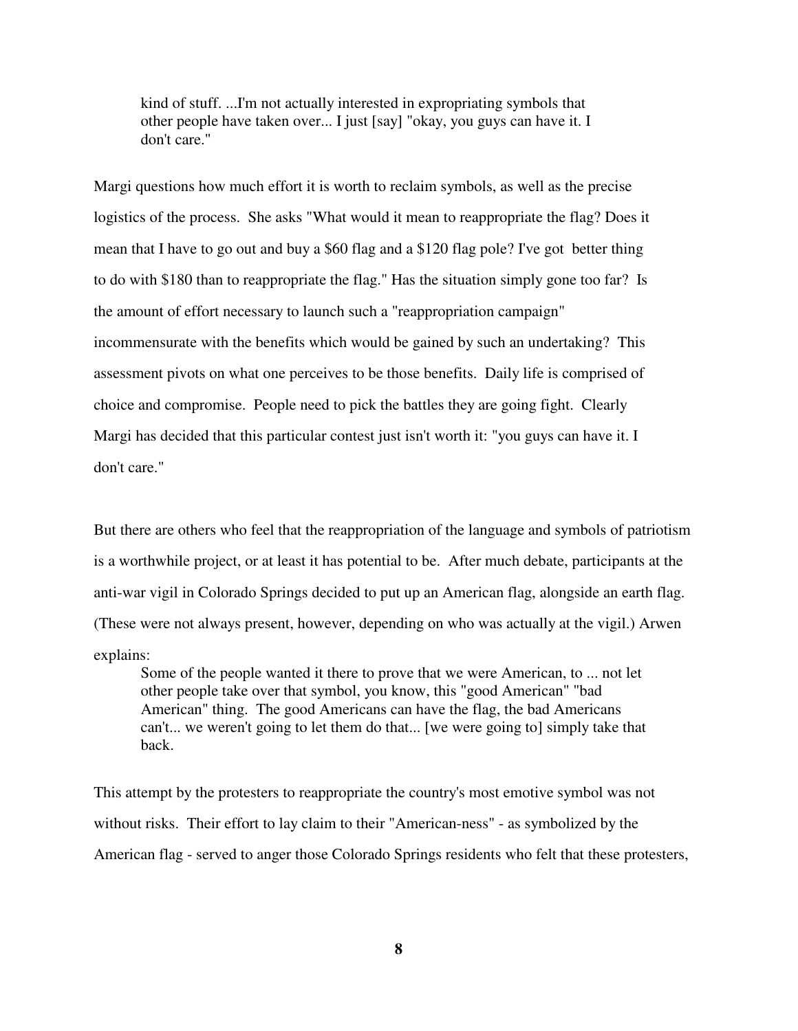> kind of stuff. ...I'm not actually interested in expropriating symbols that other people have taken over... I just [say] "okay, you guys can have it. I don't care."

Margi questions how much effort it is worth to reclaim symbols, as well as the precise logistics of the process. She asks "What would it mean to reappropriate the flag? Does it mean that I have to go out and buy a $60 flag and a $120 flag pole? I've got better thing to do with $180 than to reappropriate the flag." Has the situation simply gone too far? Is the amount of effort necessary to launch such a "reappropriation campaign" incommensurate with the benefits which would be gained by such an undertaking? This assessment pivots on what one perceives to be those benefits. Daily life is comprised of choice and compromise. People need to pick the battles they are going fight. Clearly Margi has decided that this particular contest just isn't worth it: "you guys can have it. I don't care."

But there are others who feel that the reappropriation of the language and symbols of patriotism is a worthwhile project, or at least it has potential to be. After much debate, participants at the anti-war vigil in Colorado Springs decided to put up an American flag, alongside an earth flag. (These were not always present, however, depending on who was actually at the vigil.) Arwen explains:

> Some of the people wanted it there to prove that we were American, to ... not let other people take over that symbol, you know, this "good American" "bad American" thing. The good Americans can have the flag, the bad Americans can't... we weren't going to let them do that... [we were going to] simply take that back.

This attempt by the protesters to reappropriate the country's most emotive symbol was not without risks. Their effort to lay claim to their "American-ness" - as symbolized by the American flag - served to anger those Colorado Springs residents who felt that these protesters,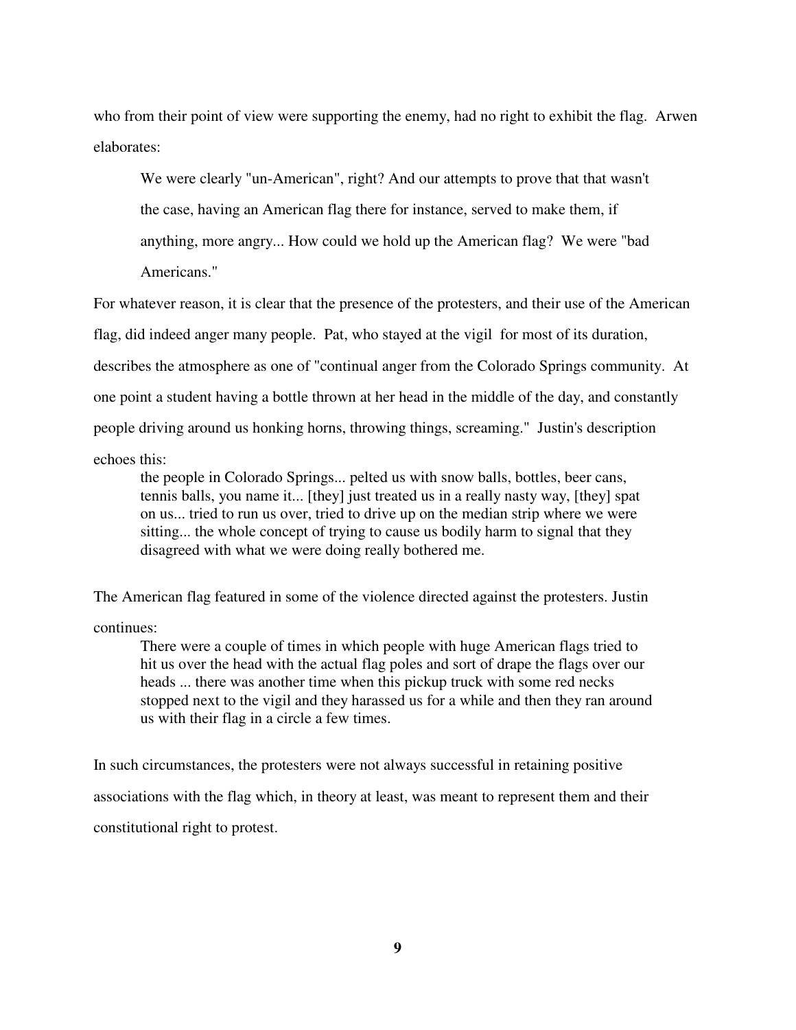who from their point of view were supporting the enemy, had no right to exhibit the flag. Arwen elaborates:

> We were clearly "un-American", right? And our attempts to prove that that wasn't the case, having an American flag there for instance, served to make them, if anything, more angry... How could we hold up the American flag? We were "bad Americans."

For whatever reason, it is clear that the presence of the protesters, and their use of the American flag, did indeed anger many people. Pat, who stayed at the vigil for most of its duration, describes the atmosphere as one of "continual anger from the Colorado Springs community. At one point a student having a bottle thrown at her head in the middle of the day, and constantly people driving around us honking horns, throwing things, screaming." Justin's description echoes this:

> the people in Colorado Springs... pelted us with snow balls, bottles, beer cans, tennis balls, you name it... [they] just treated us in a really nasty way, [they] spat on us... tried to run us over, tried to drive up on the median strip where we were sitting... the whole concept of trying to cause us bodily harm to signal that they disagreed with what we were doing really bothered me.

The American flag featured in some of the violence directed against the protesters. Justin continues:

> There were a couple of times in which people with huge American flags tried to hit us over the head with the actual flag poles and sort of drape the flags over our heads ... there was another time when this pickup truck with some red necks stopped next to the vigil and they harassed us for a while and then they ran around us with their flag in a circle a few times.

In such circumstances, the protesters were not always successful in retaining positive associations with the flag which, in theory at least, was meant to represent them and their constitutional right to protest.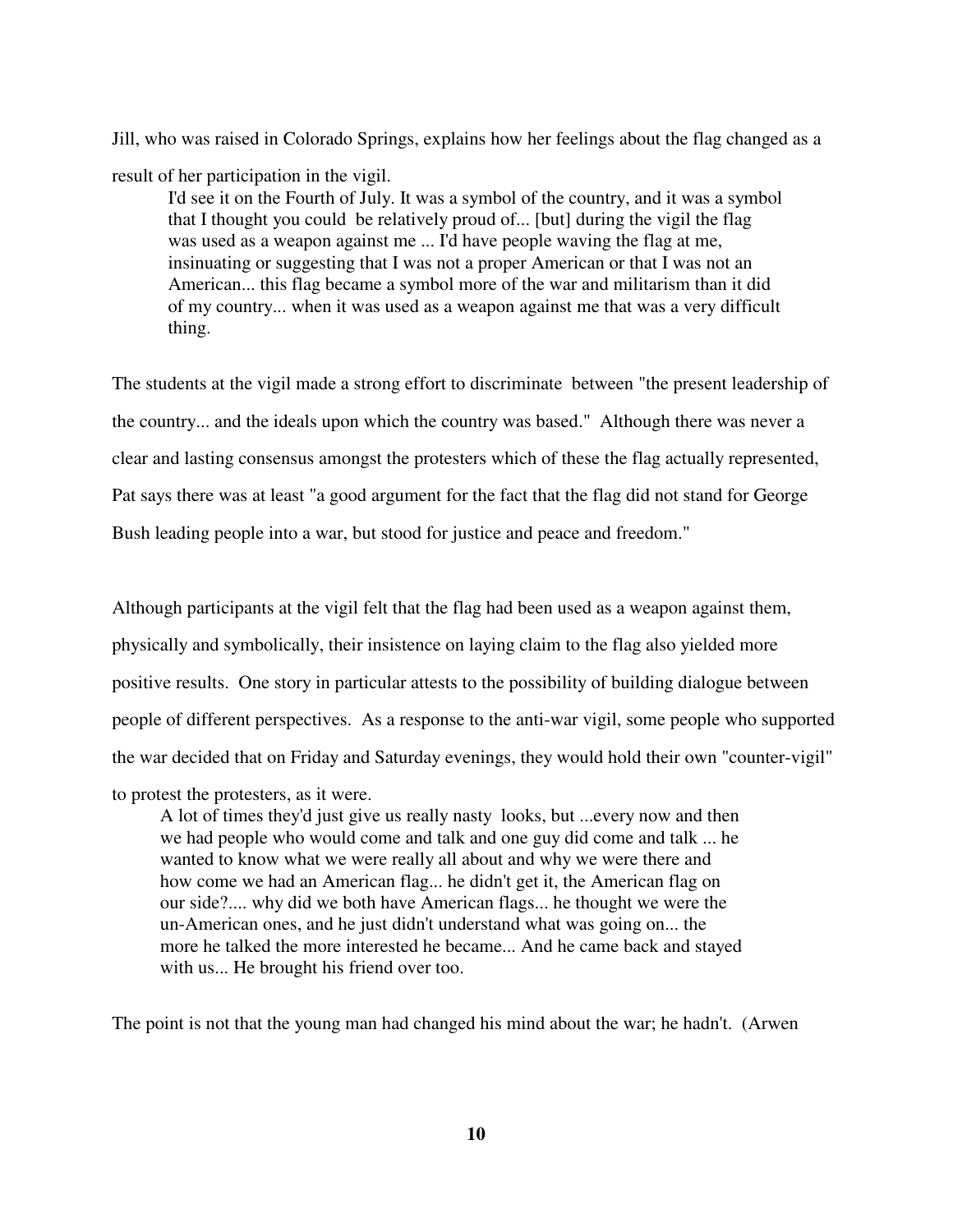Jill, who was raised in Colorado Springs, explains how her feelings about the flag changed as a result of her participation in the vigil.

> I'd see it on the Fourth of July. It was a symbol of the country, and it was a symbol that I thought you could be relatively proud of... [but] during the vigil the flag was used as a weapon against me ... I'd have people waving the flag at me, insinuating or suggesting that I was not a proper American or that I was not an American... this flag became a symbol more of the war and militarism than it did of my country... when it was used as a weapon against me that was a very difficult thing.

The students at the vigil made a strong effort to discriminate between "the present leadership of the country... and the ideals upon which the country was based." Although there was never a clear and lasting consensus amongst the protesters which of these the flag actually represented, Pat says there was at least "a good argument for the fact that the flag did not stand for George Bush leading people into a war, but stood for justice and peace and freedom."

Although participants at the vigil felt that the flag had been used as a weapon against them, physically and symbolically, their insistence on laying claim to the flag also yielded more positive results. One story in particular attests to the possibility of building dialogue between people of different perspectives. As a response to the anti-war vigil, some people who supported the war decided that on Friday and Saturday evenings, they would hold their own "counter-vigil" to protest the protesters, as it were.

> A lot of times they'd just give us really nasty looks, but ...every now and then we had people who would come and talk and one guy did come and talk ... he wanted to know what we were really all about and why we were there and how come we had an American flag... he didn't get it, the American flag on our side?.... why did we both have American flags... he thought we were the un-American ones, and he just didn't understand what was going on... the more he talked the more interested he became... And he came back and stayed with us... He brought his friend over too.

The point is not that the young man had changed his mind about the war; he hadn't. (Arwen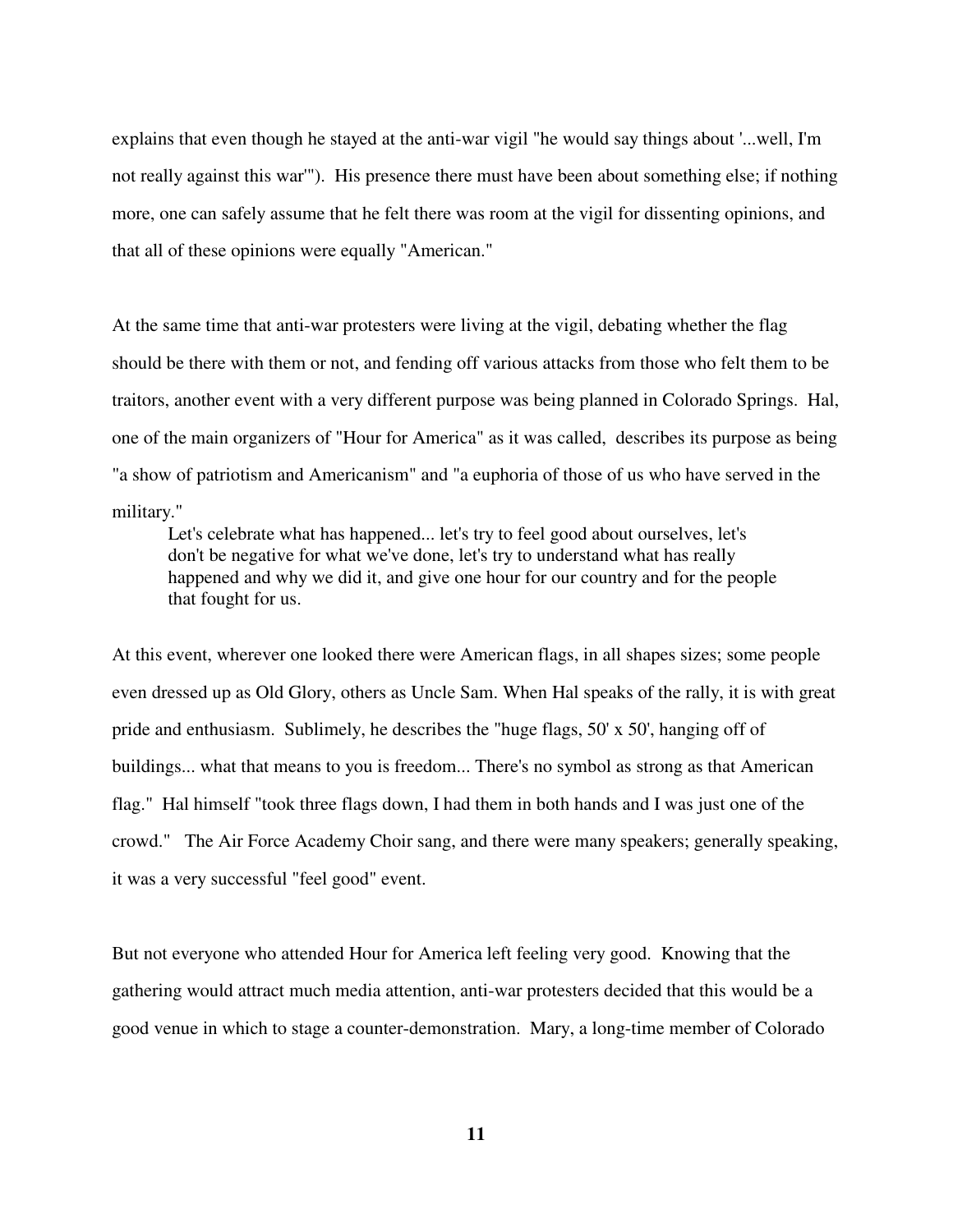explains that even though he stayed at the anti-war vigil "he would say things about '...well, I'm not really against this war'"). His presence there must have been about something else; if nothing more, one can safely assume that he felt there was room at the vigil for dissenting opinions, and that all of these opinions were equally "American."

At the same time that anti-war protesters were living at the vigil, debating whether the flag should be there with them or not, and fending off various attacks from those who felt them to be traitors, another event with a very different purpose was being planned in Colorado Springs. Hal, one of the main organizers of "Hour for America" as it was called, describes its purpose as being "a show of patriotism and Americanism" and "a euphoria of those of us who have served in the military."

> Let's celebrate what has happened... let's try to feel good about ourselves, let's don't be negative for what we've done, let's try to understand what has really happened and why we did it, and give one hour for our country and for the people that fought for us.

At this event, wherever one looked there were American flags, in all shapes sizes; some people even dressed up as Old Glory, others as Uncle Sam. When Hal speaks of the rally, it is with great pride and enthusiasm. Sublimely, he describes the "huge flags, 50' x 50', hanging off of buildings... what that means to you is freedom... There's no symbol as strong as that American flag." Hal himself "took three flags down, I had them in both hands and I was just one of the crowd." The Air Force Academy Choir sang, and there were many speakers; generally speaking, it was a very successful "feel good" event.

But not everyone who attended Hour for America left feeling very good. Knowing that the gathering would attract much media attention, anti-war protesters decided that this would be a good venue in which to stage a counter-demonstration. Mary, a long-time member of Colorado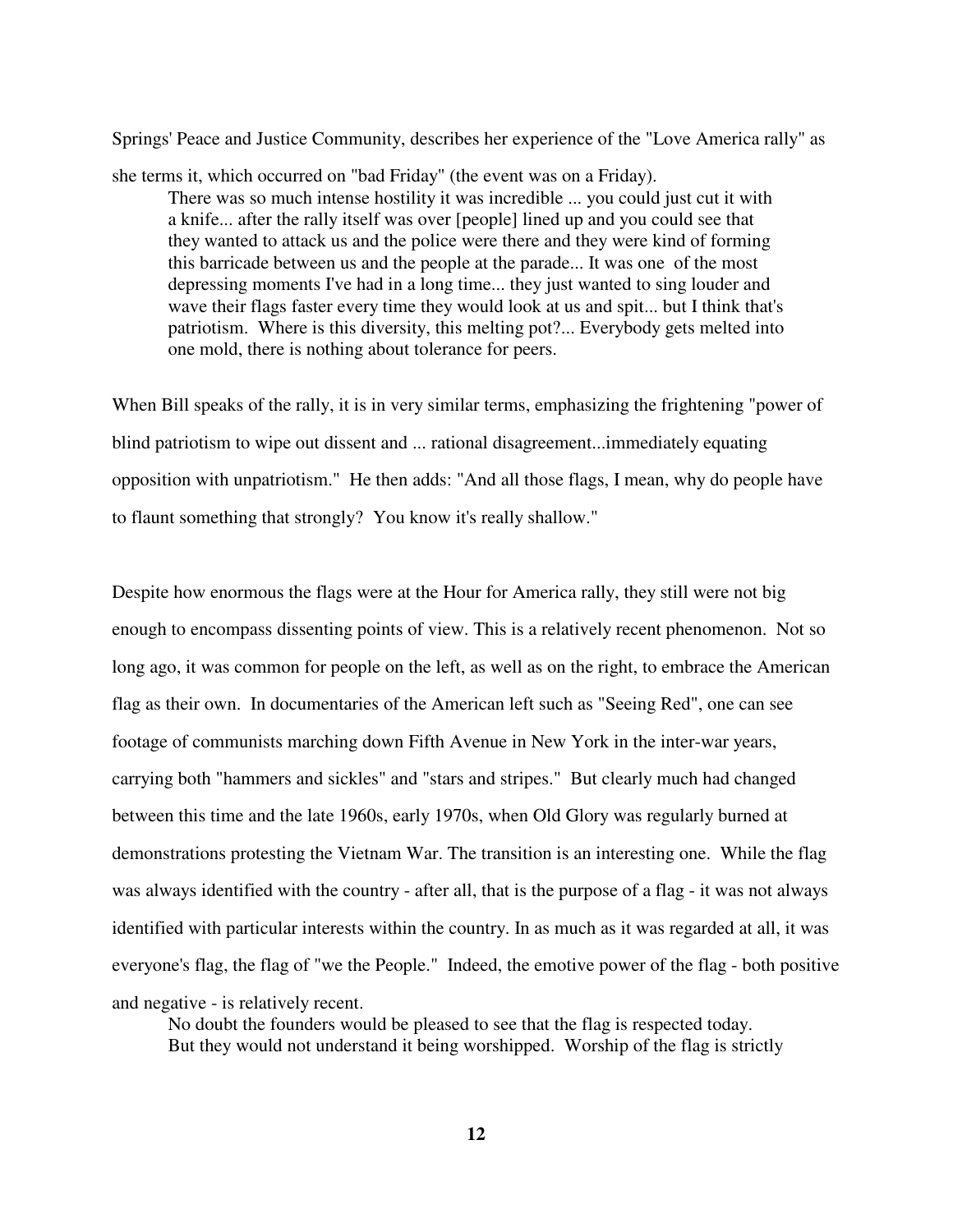Springs' Peace and Justice Community, describes her experience of the "Love America rally" as she terms it, which occurred on "bad Friday" (the event was on a Friday).

> There was so much intense hostility it was incredible ... you could just cut it with a knife... after the rally itself was over [people] lined up and you could see that they wanted to attack us and the police were there and they were kind of forming this barricade between us and the people at the parade... It was one of the most depressing moments I've had in a long time... they just wanted to sing louder and wave their flags faster every time they would look at us and spit... but I think that's patriotism. Where is this diversity, this melting pot?... Everybody gets melted into one mold, there is nothing about tolerance for peers.

When Bill speaks of the rally, it is in very similar terms, emphasizing the frightening "power of blind patriotism to wipe out dissent and ... rational disagreement...immediately equating opposition with unpatriotism." He then adds: "And all those flags, I mean, why do people have to flaunt something that strongly? You know it's really shallow."

Despite how enormous the flags were at the Hour for America rally, they still were not big enough to encompass dissenting points of view. This is a relatively recent phenomenon. Not so long ago, it was common for people on the left, as well as on the right, to embrace the American flag as their own. In documentaries of the American left such as "Seeing Red", one can see footage of communists marching down Fifth Avenue in New York in the inter-war years, carrying both "hammers and sickles" and "stars and stripes." But clearly much had changed between this time and the late 1960s, early 1970s, when Old Glory was regularly burned at demonstrations protesting the Vietnam War. The transition is an interesting one. While the flag was always identified with the country - after all, that is the purpose of a flag - it was not always identified with particular interests within the country. In as much as it was regarded at all, it was everyone's flag, the flag of "we the People." Indeed, the emotive power of the flag - both positive and negative - is relatively recent.

> No doubt the founders would be pleased to see that the flag is respected today. But they would not understand it being worshipped. Worship of the flag is strictly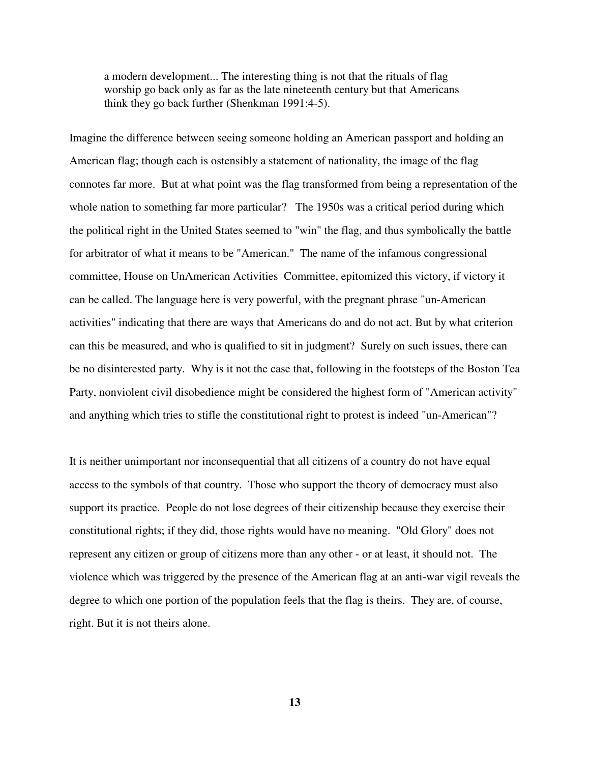> a modern development... The interesting thing is not that the rituals of flag worship go back only as far as the late nineteenth century but that Americans think they go back further (Shenkman 1991:4-5).

Imagine the difference between seeing someone holding an American passport and holding an American flag; though each is ostensibly a statement of nationality, the image of the flag connotes far more. But at what point was the flag transformed from being a representation of the whole nation to something far more particular? The 1950s was a critical period during which the political right in the United States seemed to "win" the flag, and thus symbolically the battle for arbitrator of what it means to be "American." The name of the infamous congressional committee, House on UnAmerican Activities Committee, epitomized this victory, if victory it can be called. The language here is very powerful, with the pregnant phrase "un-American activities" indicating that there are ways that Americans do and do not act. But by what criterion can this be measured, and who is qualified to sit in judgment? Surely on such issues, there can be no disinterested party. Why is it not the case that, following in the footsteps of the Boston Tea Party, nonviolent civil disobedience might be considered the highest form of "American activity" and anything which tries to stifle the constitutional right to protest is indeed "un-American"?

It is neither unimportant nor inconsequential that all citizens of a country do not have equal access to the symbols of that country. Those who support the theory of democracy must also support its practice. People do not lose degrees of their citizenship because they exercise their constitutional rights; if they did, those rights would have no meaning. "Old Glory" does not represent any citizen or group of citizens more than any other - or at least, it should not. The violence which was triggered by the presence of the American flag at an anti-war vigil reveals the degree to which one portion of the population feels that the flag is theirs. They are, of course, right. But it is not theirs alone.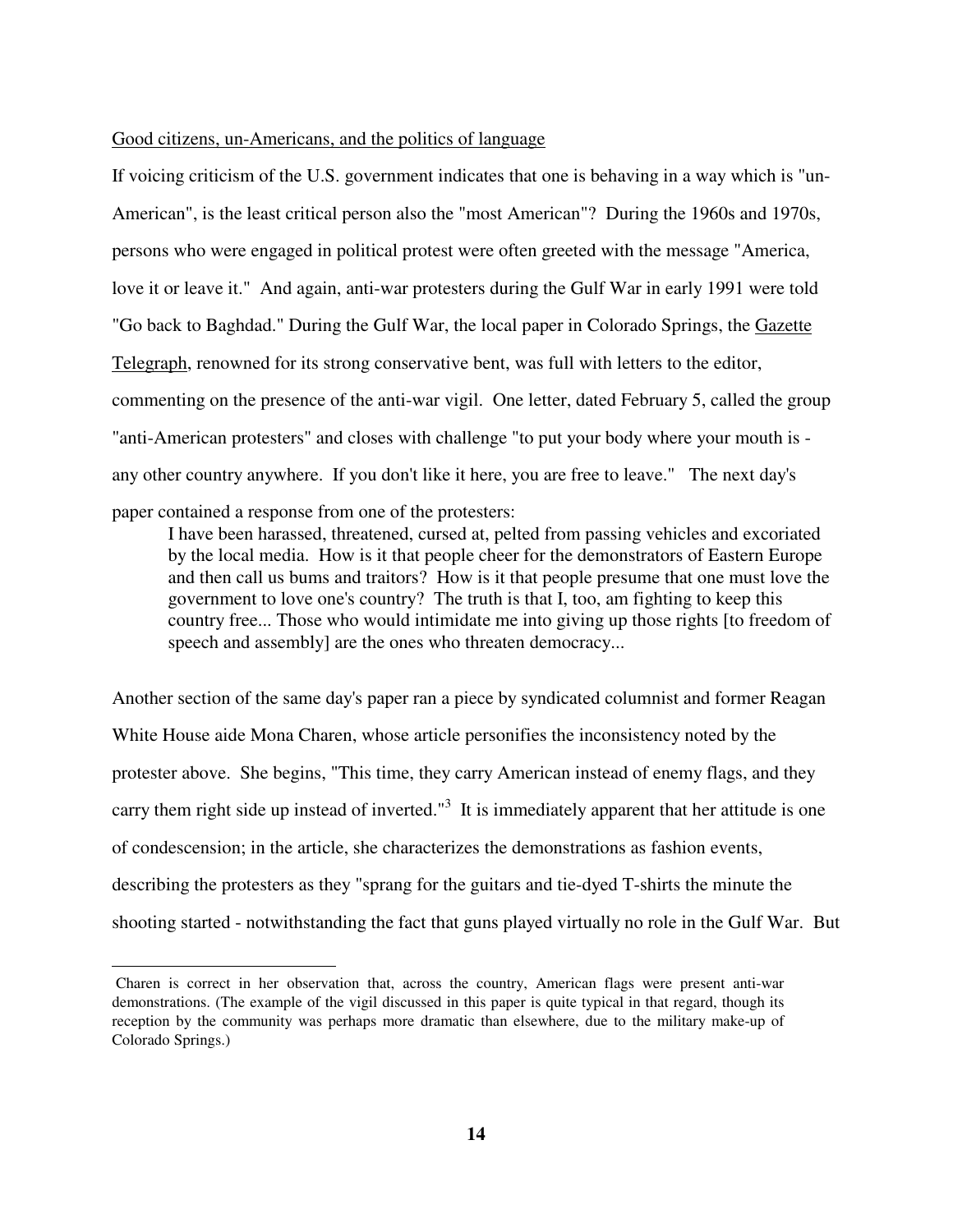Good citizens, un-Americans, and the politics of language

If voicing criticism of the U.S. government indicates that one is behaving in a way which is "un-American", is the least critical person also the "most American"? During the 1960s and 1970s, persons who were engaged in political protest were often greeted with the message "America, love it or leave it." And again, anti-war protesters during the Gulf War in early 1991 were told "Go back to Baghdad." During the Gulf War, the local paper in Colorado Springs, the Gazette Telegraph, renowned for its strong conservative bent, was full with letters to the editor, commenting on the presence of the anti-war vigil. One letter, dated February 5, called the group "anti-American protesters" and closes with challenge "to put your body where your mouth is - any other country anywhere. If you don't like it here, you are free to leave." The next day's paper contained a response from one of the protesters:

> I have been harassed, threatened, cursed at, pelted from passing vehicles and excoriated by the local media. How is it that people cheer for the demonstrators of Eastern Europe and then call us bums and traitors? How is it that people presume that one must love the government to love one's country? The truth is that I, too, am fighting to keep this country free... Those who would intimidate me into giving up those rights [to freedom of speech and assembly] are the ones who threaten democracy...

Another section of the same day's paper ran a piece by syndicated columnist and former Reagan White House aide Mona Charen, whose article personifies the inconsistency noted by the protester above. She begins, "This time, they carry American instead of enemy flags, and they carry them right side up instead of inverted."[3] It is immediately apparent that her attitude is one of condescension; in the article, she characterizes the demonstrations as fashion events, describing the protesters as they "sprang for the guitars and tie-dyed T-shirts the minute the shooting started - notwithstanding the fact that guns played virtually no role in the Gulf War. But

---

Charen is correct in her observation that, across the country, American flags were present anti-war demonstrations. (The example of the vigil discussed in this paper is quite typical in that regard, though its reception by the community was perhaps more dramatic than elsewhere, due to the military make-up of Colorado Springs.)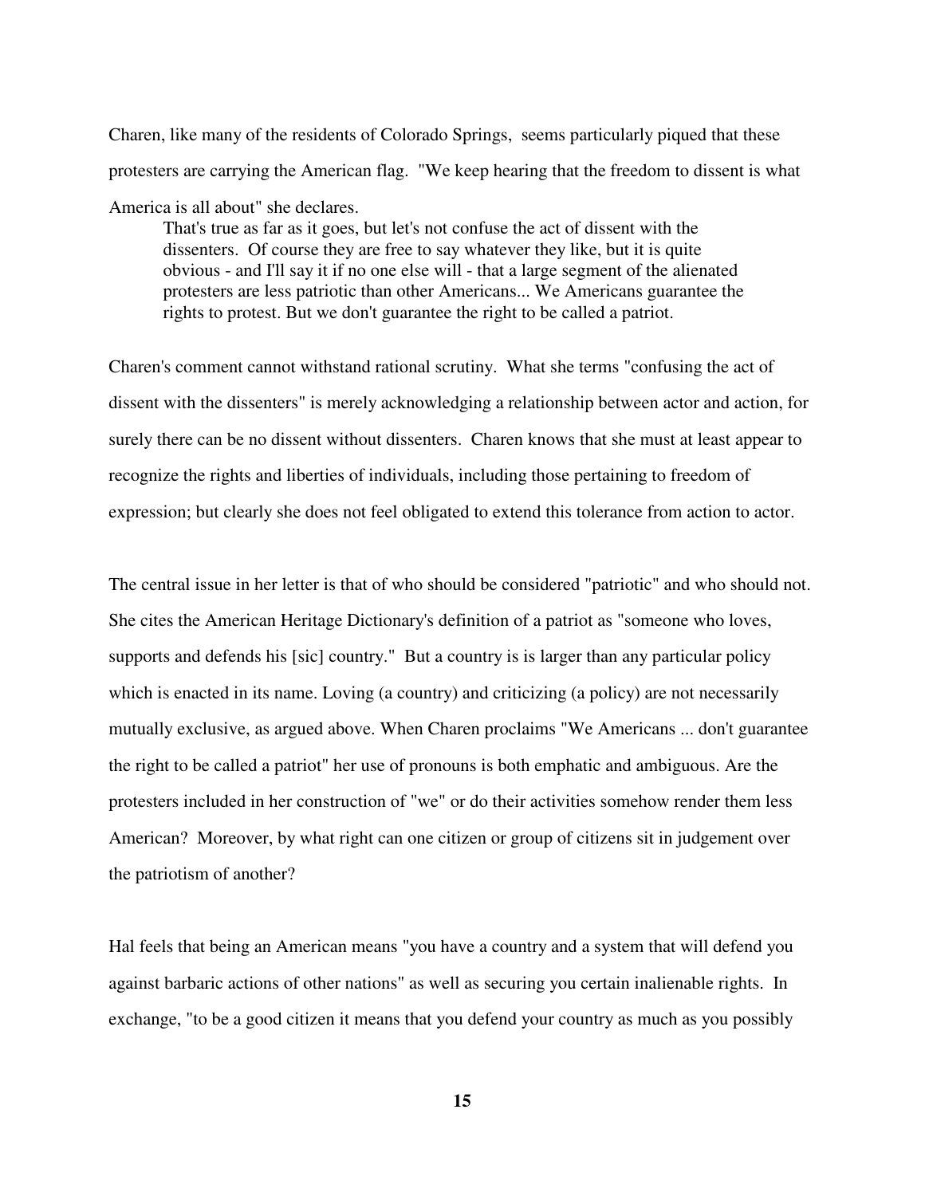Charen, like many of the residents of Colorado Springs, seems particularly piqued that these protesters are carrying the American flag. "We keep hearing that the freedom to dissent is what America is all about" she declares.

> That's true as far as it goes, but let's not confuse the act of dissent with the dissenters. Of course they are free to say whatever they like, but it is quite obvious - and I'll say it if no one else will - that a large segment of the alienated protesters are less patriotic than other Americans... We Americans guarantee the rights to protest. But we don't guarantee the right to be called a patriot.

Charen's comment cannot withstand rational scrutiny. What she terms "confusing the act of dissent with the dissenters" is merely acknowledging a relationship between actor and action, for surely there can be no dissent without dissenters. Charen knows that she must at least appear to recognize the rights and liberties of individuals, including those pertaining to freedom of expression; but clearly she does not feel obligated to extend this tolerance from action to actor.

The central issue in her letter is that of who should be considered "patriotic" and who should not. She cites the American Heritage Dictionary's definition of a patriot as "someone who loves, supports and defends his [sic] country." But a country is is larger than any particular policy which is enacted in its name. Loving (a country) and criticizing (a policy) are not necessarily mutually exclusive, as argued above. When Charen proclaims "We Americans ... don't guarantee the right to be called a patriot" her use of pronouns is both emphatic and ambiguous. Are the protesters included in her construction of "we" or do their activities somehow render them less American? Moreover, by what right can one citizen or group of citizens sit in judgement over the patriotism of another?

Hal feels that being an American means "you have a country and a system that will defend you against barbaric actions of other nations" as well as securing you certain inalienable rights. In exchange, "to be a good citizen it means that you defend your country as much as you possibly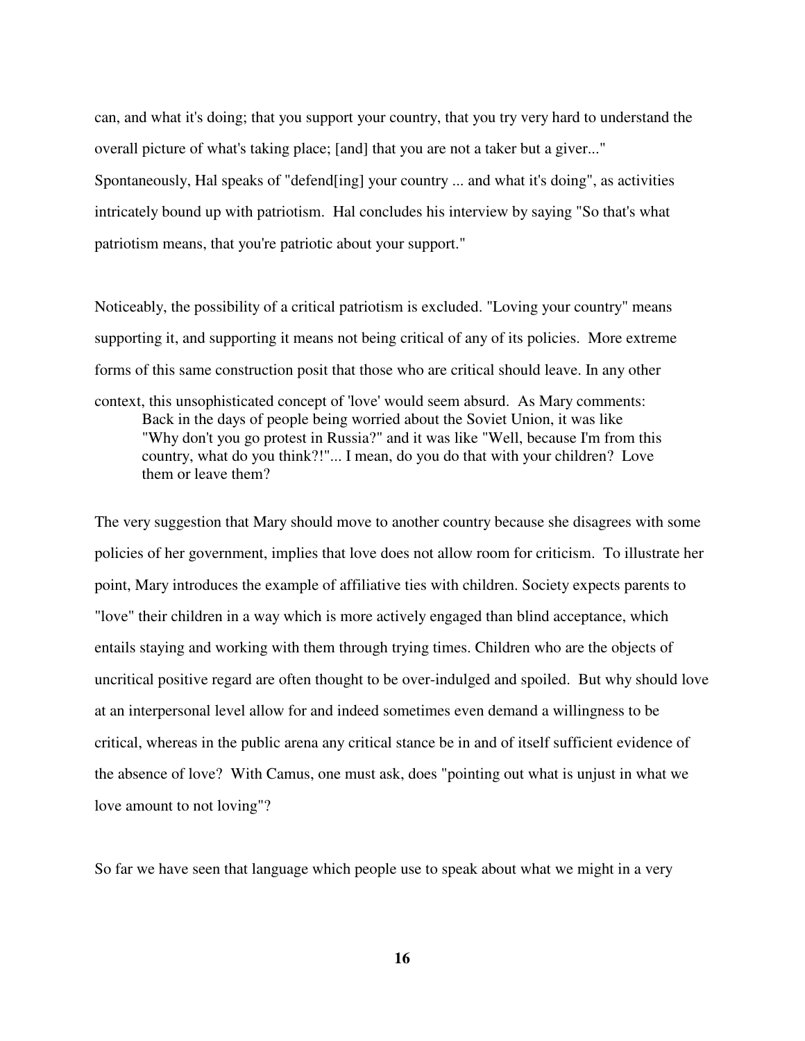can, and what it's doing; that you support your country, that you try very hard to understand the overall picture of what's taking place; [and] that you are not a taker but a giver..." Spontaneously, Hal speaks of "defend[ing] your country ... and what it's doing", as activities intricately bound up with patriotism. Hal concludes his interview by saying "So that's what patriotism means, that you're patriotic about your support."

Noticeably, the possibility of a critical patriotism is excluded. "Loving your country" means supporting it, and supporting it means not being critical of any of its policies. More extreme forms of this same construction posit that those who are critical should leave. In any other context, this unsophisticated concept of 'love' would seem absurd. As Mary comments:

> Back in the days of people being worried about the Soviet Union, it was like "Why don't you go protest in Russia?" and it was like "Well, because I'm from this country, what do you think?!"... I mean, do you do that with your children? Love them or leave them?

The very suggestion that Mary should move to another country because she disagrees with some policies of her government, implies that love does not allow room for criticism. To illustrate her point, Mary introduces the example of affiliative ties with children. Society expects parents to "love" their children in a way which is more actively engaged than blind acceptance, which entails staying and working with them through trying times. Children who are the objects of uncritical positive regard are often thought to be over-indulged and spoiled. But why should love at an interpersonal level allow for and indeed sometimes even demand a willingness to be critical, whereas in the public arena any critical stance be in and of itself sufficient evidence of the absence of love? With Camus, one must ask, does "pointing out what is unjust in what we love amount to not loving"?

So far we have seen that language which people use to speak about what we might in a very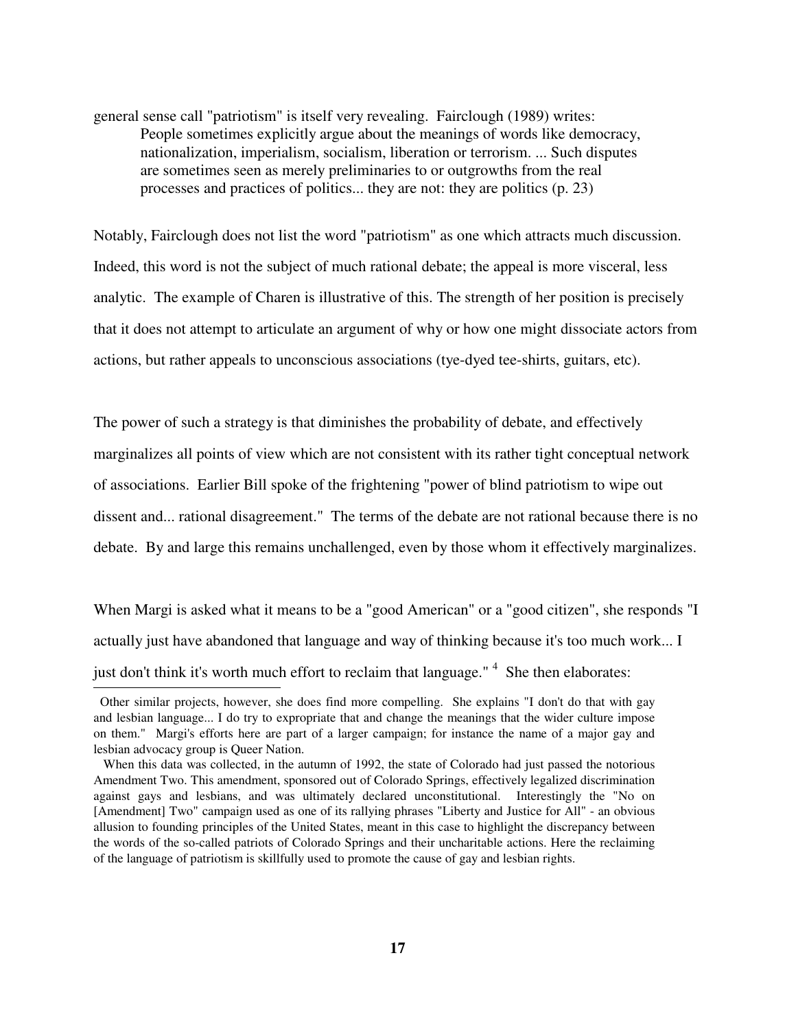general sense call "patriotism" is itself very revealing. Fairclough (1989) writes:

> People sometimes explicitly argue about the meanings of words like democracy, nationalization, imperialism, socialism, liberation or terrorism. ... Such disputes are sometimes seen as merely preliminaries to or outgrowths from the real processes and practices of politics... they are not: they are politics (p. 23)

Notably, Fairclough does not list the word "patriotism" as one which attracts much discussion. Indeed, this word is not the subject of much rational debate; the appeal is more visceral, less analytic. The example of Charen is illustrative of this. The strength of her position is precisely that it does not attempt to articulate an argument of why or how one might dissociate actors from actions, but rather appeals to unconscious associations (tye-dyed tee-shirts, guitars, etc).

The power of such a strategy is that diminishes the probability of debate, and effectively marginalizes all points of view which are not consistent with its rather tight conceptual network of associations. Earlier Bill spoke of the frightening "power of blind patriotism to wipe out dissent and... rational disagreement." The terms of the debate are not rational because there is no debate. By and large this remains unchallenged, even by those whom it effectively marginalizes.

When Margi is asked what it means to be a "good American" or a "good citizen", she responds "I actually just have abandoned that language and way of thinking because it's too much work... I just don't think it's worth much effort to reclaim that language." [4] She then elaborates:

---

Other similar projects, however, she does find more compelling. She explains "I don't do that with gay and lesbian language... I do try to expropriate that and change the meanings that the wider culture impose on them." Margi's efforts here are part of a larger campaign; for instance the name of a major gay and lesbian advocacy group is Queer Nation.

When this data was collected, in the autumn of 1992, the state of Colorado had just passed the notorious Amendment Two. This amendment, sponsored out of Colorado Springs, effectively legalized discrimination against gays and lesbians, and was ultimately declared unconstitutional. Interestingly the "No on [Amendment] Two" campaign used as one of its rallying phrases "Liberty and Justice for All" - an obvious allusion to founding principles of the United States, meant in this case to highlight the discrepancy between the words of the so-called patriots of Colorado Springs and their uncharitable actions. Here the reclaiming of the language of patriotism is skillfully used to promote the cause of gay and lesbian rights.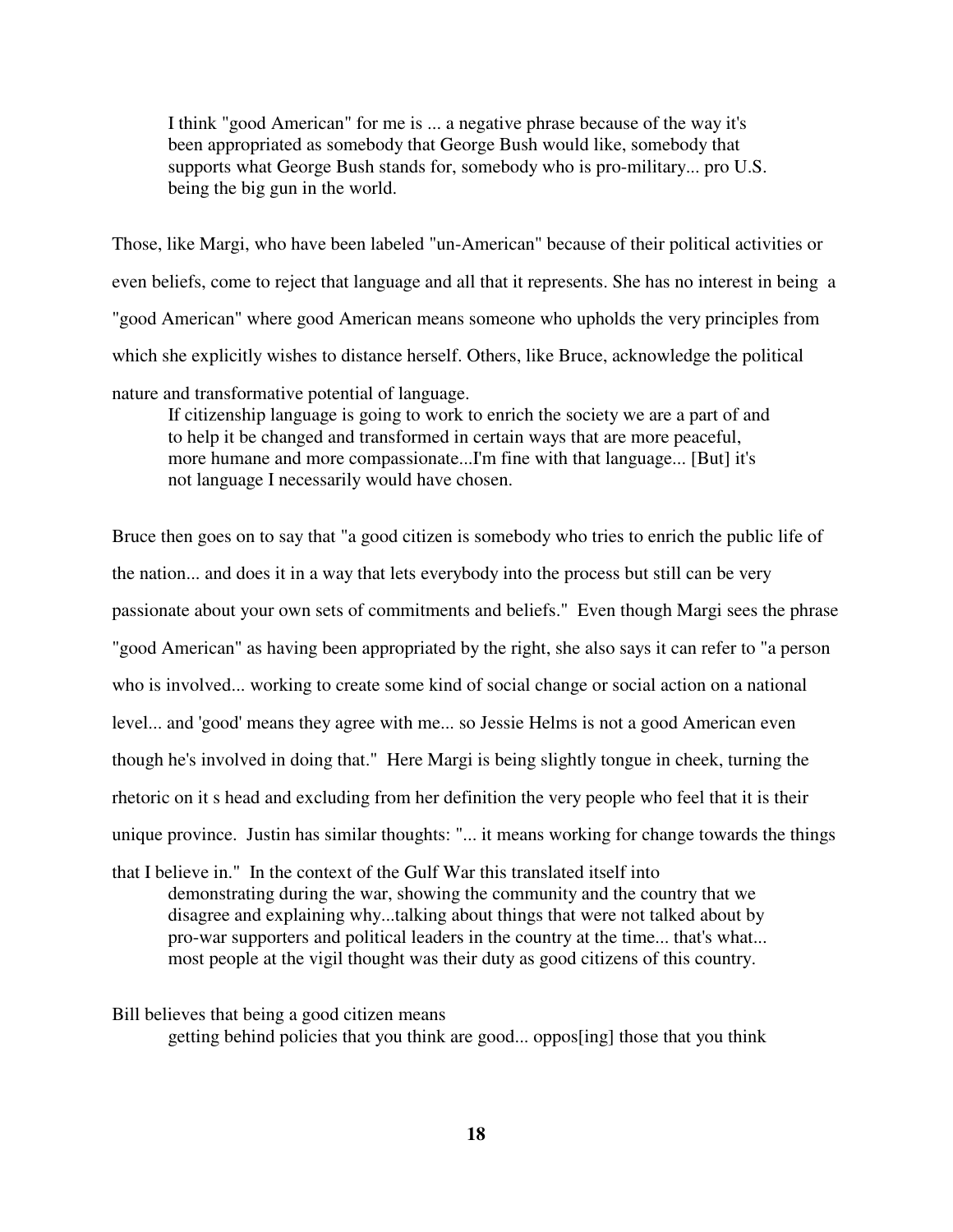> I think "good American" for me is ... a negative phrase because of the way it's been appropriated as somebody that George Bush would like, somebody that supports what George Bush stands for, somebody who is pro-military... pro U.S. being the big gun in the world.

Those, like Margi, who have been labeled "un-American" because of their political activities or even beliefs, come to reject that language and all that it represents. She has no interest in being a "good American" where good American means someone who upholds the very principles from which she explicitly wishes to distance herself. Others, like Bruce, acknowledge the political nature and transformative potential of language.

> If citizenship language is going to work to enrich the society we are a part of and to help it be changed and transformed in certain ways that are more peaceful, more humane and more compassionate...I'm fine with that language... [But] it's not language I necessarily would have chosen.

Bruce then goes on to say that "a good citizen is somebody who tries to enrich the public life of the nation... and does it in a way that lets everybody into the process but still can be very passionate about your own sets of commitments and beliefs." Even though Margi sees the phrase "good American" as having been appropriated by the right, she also says it can refer to "a person who is involved... working to create some kind of social change or social action on a national level... and 'good' means they agree with me... so Jessie Helms is not a good American even though he's involved in doing that." Here Margi is being slightly tongue in cheek, turning the rhetoric on it s head and excluding from her definition the very people who feel that it is their unique province. Justin has similar thoughts: "... it means working for change towards the things that I believe in." In the context of the Gulf War this translated itself into

> demonstrating during the war, showing the community and the country that we disagree and explaining why...talking about things that were not talked about by pro-war supporters and political leaders in the country at the time... that's what... most people at the vigil thought was their duty as good citizens of this country.

Bill believes that being a good citizen means

> getting behind policies that you think are good... oppos[ing] those that you think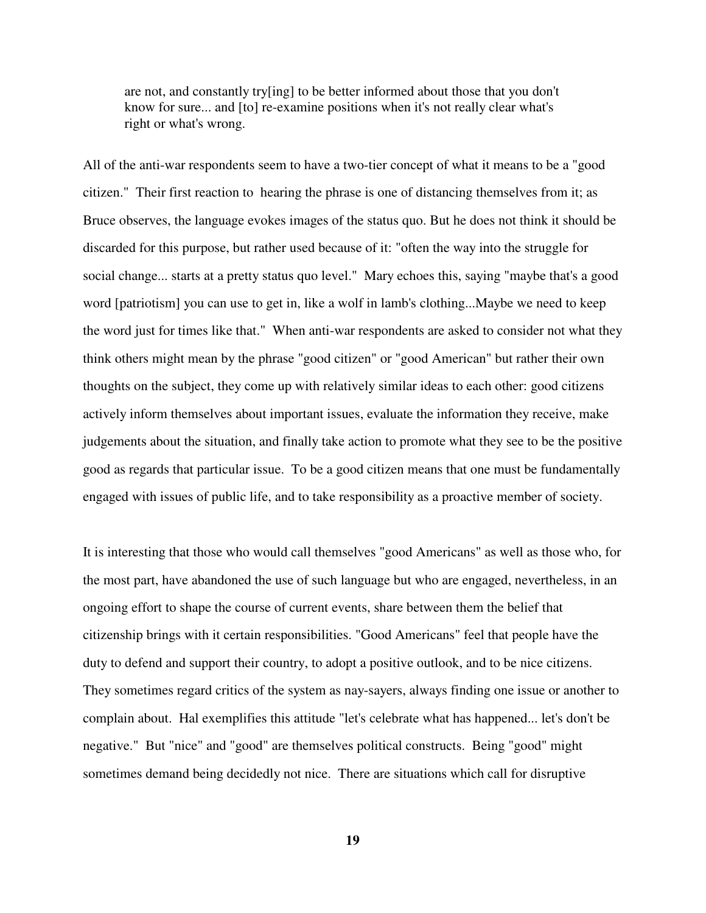> are not, and constantly try[ing] to be better informed about those that you don't know for sure... and [to] re-examine positions when it's not really clear what's right or what's wrong.

All of the anti-war respondents seem to have a two-tier concept of what it means to be a "good citizen." Their first reaction to hearing the phrase is one of distancing themselves from it; as Bruce observes, the language evokes images of the status quo. But he does not think it should be discarded for this purpose, but rather used because of it: "often the way into the struggle for social change... starts at a pretty status quo level." Mary echoes this, saying "maybe that's a good word [patriotism] you can use to get in, like a wolf in lamb's clothing...Maybe we need to keep the word just for times like that." When anti-war respondents are asked to consider not what they think others might mean by the phrase "good citizen" or "good American" but rather their own thoughts on the subject, they come up with relatively similar ideas to each other: good citizens actively inform themselves about important issues, evaluate the information they receive, make judgements about the situation, and finally take action to promote what they see to be the positive good as regards that particular issue. To be a good citizen means that one must be fundamentally engaged with issues of public life, and to take responsibility as a proactive member of society.

It is interesting that those who would call themselves "good Americans" as well as those who, for the most part, have abandoned the use of such language but who are engaged, nevertheless, in an ongoing effort to shape the course of current events, share between them the belief that citizenship brings with it certain responsibilities. "Good Americans" feel that people have the duty to defend and support their country, to adopt a positive outlook, and to be nice citizens. They sometimes regard critics of the system as nay-sayers, always finding one issue or another to complain about. Hal exemplifies this attitude "let's celebrate what has happened... let's don't be negative." But "nice" and "good" are themselves political constructs. Being "good" might sometimes demand being decidedly not nice. There are situations which call for disruptive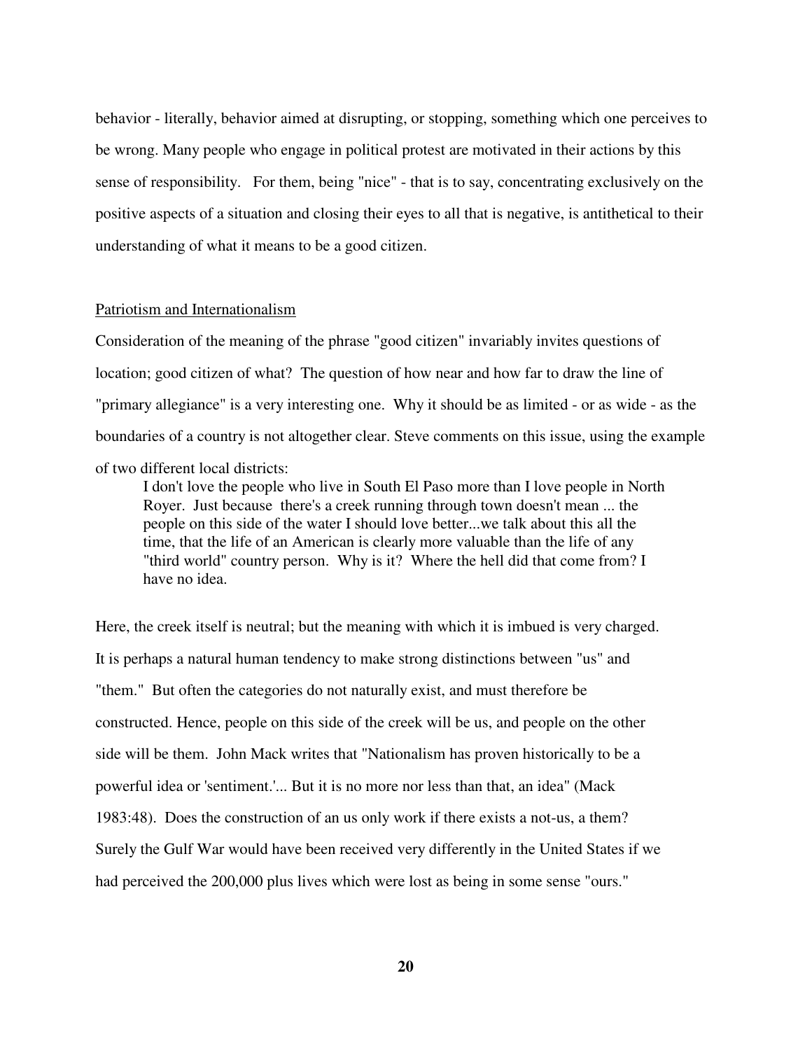behavior - literally, behavior aimed at disrupting, or stopping, something which one perceives to be wrong. Many people who engage in political protest are motivated in their actions by this sense of responsibility. For them, being "nice" - that is to say, concentrating exclusively on the positive aspects of a situation and closing their eyes to all that is negative, is antithetical to their understanding of what it means to be a good citizen.

## Patriotism and Internationalism

Consideration of the meaning of the phrase "good citizen" invariably invites questions of location; good citizen of what? The question of how near and how far to draw the line of "primary allegiance" is a very interesting one. Why it should be as limited - or as wide - as the boundaries of a country is not altogether clear. Steve comments on this issue, using the example of two different local districts:

> I don't love the people who live in South El Paso more than I love people in North Royer. Just because there's a creek running through town doesn't mean ... the people on this side of the water I should love better...we talk about this all the time, that the life of an American is clearly more valuable than the life of any "third world" country person. Why is it? Where the hell did that come from? I have no idea.

Here, the creek itself is neutral; but the meaning with which it is imbued is very charged. It is perhaps a natural human tendency to make strong distinctions between "us" and "them." But often the categories do not naturally exist, and must therefore be constructed. Hence, people on this side of the creek will be us, and people on the other side will be them. John Mack writes that "Nationalism has proven historically to be a powerful idea or 'sentiment.'... But it is no more nor less than that, an idea" (Mack 1983:48). Does the construction of an us only work if there exists a not-us, a them? Surely the Gulf War would have been received very differently in the United States if we had perceived the 200,000 plus lives which were lost as being in some sense "ours."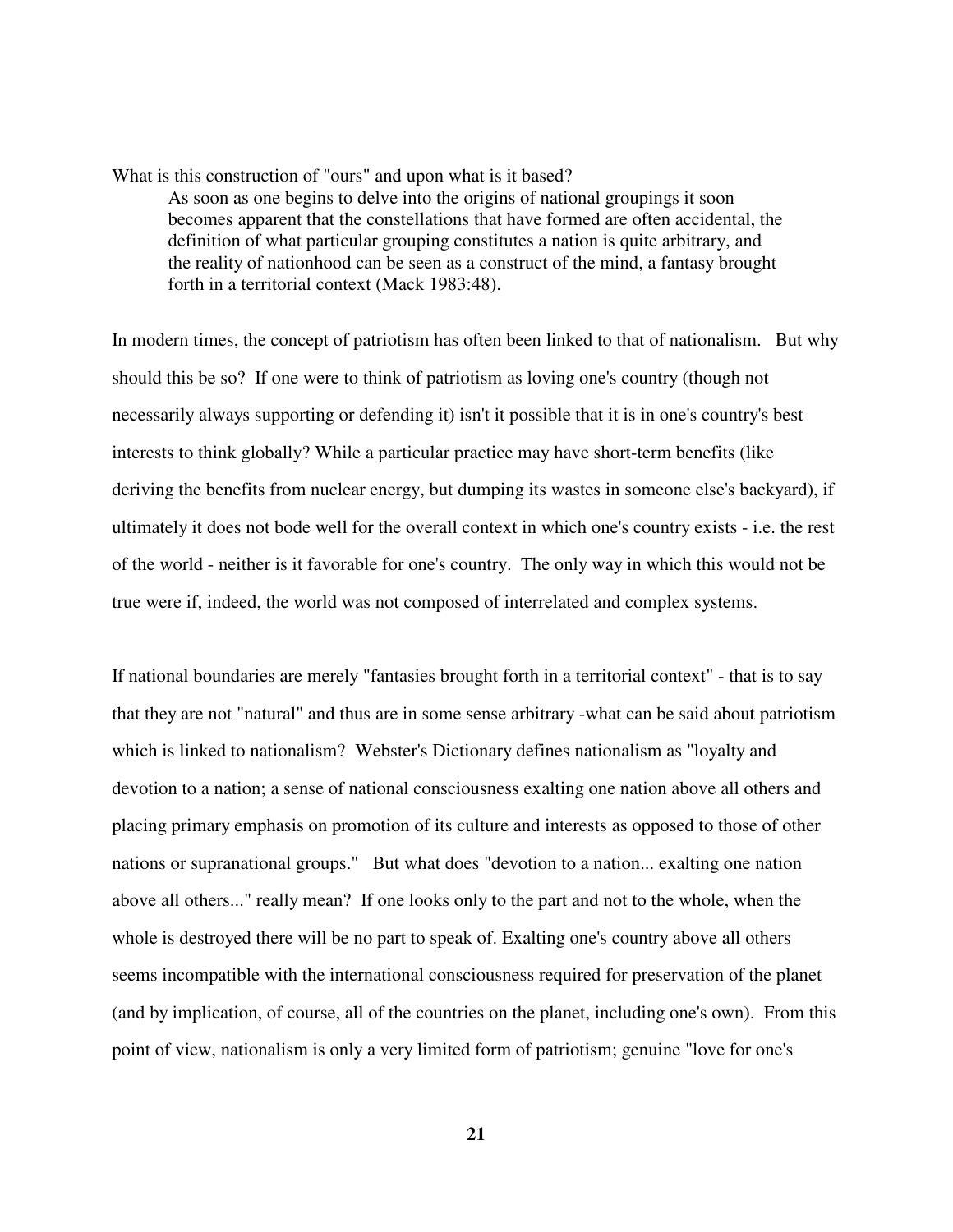What is this construction of "ours" and upon what is it based?

> As soon as one begins to delve into the origins of national groupings it soon becomes apparent that the constellations that have formed are often accidental, the definition of what particular grouping constitutes a nation is quite arbitrary, and the reality of nationhood can be seen as a construct of the mind, a fantasy brought forth in a territorial context (Mack 1983:48).

In modern times, the concept of patriotism has often been linked to that of nationalism. But why should this be so? If one were to think of patriotism as loving one's country (though not necessarily always supporting or defending it) isn't it possible that it is in one's country's best interests to think globally? While a particular practice may have short-term benefits (like deriving the benefits from nuclear energy, but dumping its wastes in someone else's backyard), if ultimately it does not bode well for the overall context in which one's country exists - i.e. the rest of the world - neither is it favorable for one's country. The only way in which this would not be true were if, indeed, the world was not composed of interrelated and complex systems.

If national boundaries are merely "fantasies brought forth in a territorial context" - that is to say that they are not "natural" and thus are in some sense arbitrary -what can be said about patriotism which is linked to nationalism? Webster's Dictionary defines nationalism as "loyalty and devotion to a nation; a sense of national consciousness exalting one nation above all others and placing primary emphasis on promotion of its culture and interests as opposed to those of other nations or supranational groups." But what does "devotion to a nation... exalting one nation above all others..." really mean? If one looks only to the part and not to the whole, when the whole is destroyed there will be no part to speak of. Exalting one's country above all others seems incompatible with the international consciousness required for preservation of the planet (and by implication, of course, all of the countries on the planet, including one's own). From this point of view, nationalism is only a very limited form of patriotism; genuine "love for one's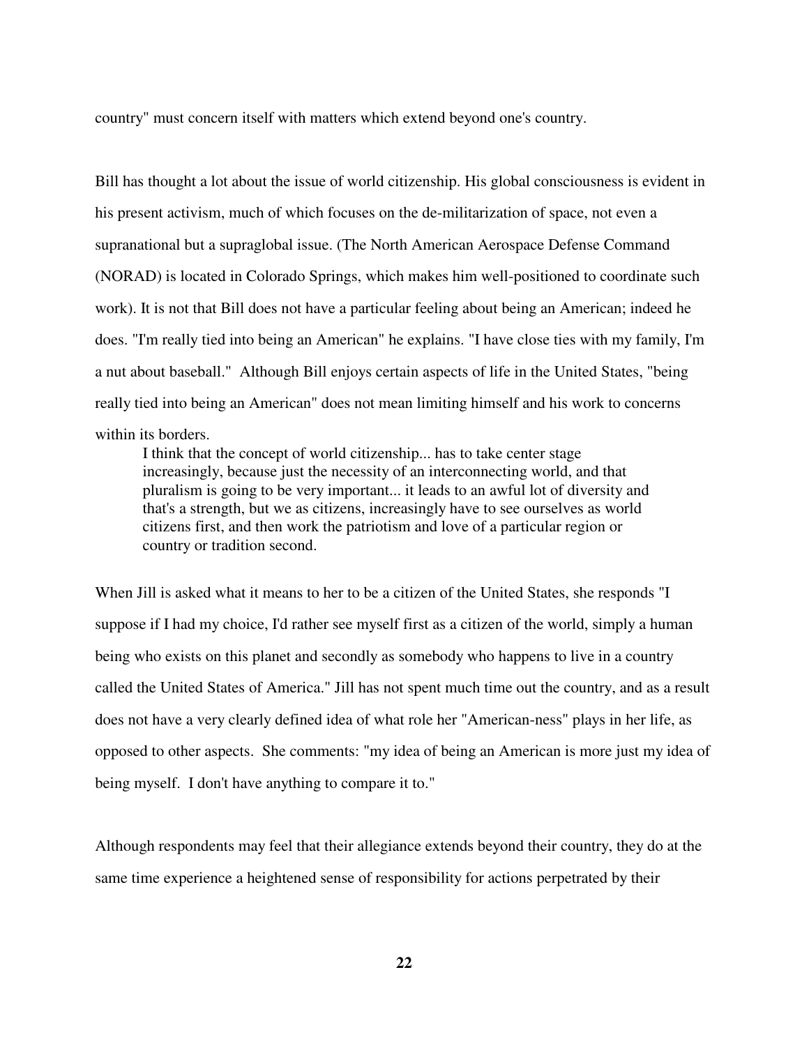country" must concern itself with matters which extend beyond one's country.

Bill has thought a lot about the issue of world citizenship. His global consciousness is evident in his present activism, much of which focuses on the de-militarization of space, not even a supranational but a supraglobal issue. (The North American Aerospace Defense Command (NORAD) is located in Colorado Springs, which makes him well-positioned to coordinate such work). It is not that Bill does not have a particular feeling about being an American; indeed he does. "I'm really tied into being an American" he explains. "I have close ties with my family, I'm a nut about baseball." Although Bill enjoys certain aspects of life in the United States, "being really tied into being an American" does not mean limiting himself and his work to concerns within its borders.

> I think that the concept of world citizenship... has to take center stage increasingly, because just the necessity of an interconnecting world, and that pluralism is going to be very important... it leads to an awful lot of diversity and that's a strength, but we as citizens, increasingly have to see ourselves as world citizens first, and then work the patriotism and love of a particular region or country or tradition second.

When Jill is asked what it means to her to be a citizen of the United States, she responds "I suppose if I had my choice, I'd rather see myself first as a citizen of the world, simply a human being who exists on this planet and secondly as somebody who happens to live in a country called the United States of America." Jill has not spent much time out the country, and as a result does not have a very clearly defined idea of what role her "American-ness" plays in her life, as opposed to other aspects. She comments: "my idea of being an American is more just my idea of being myself. I don't have anything to compare it to."

Although respondents may feel that their allegiance extends beyond their country, they do at the same time experience a heightened sense of responsibility for actions perpetrated by their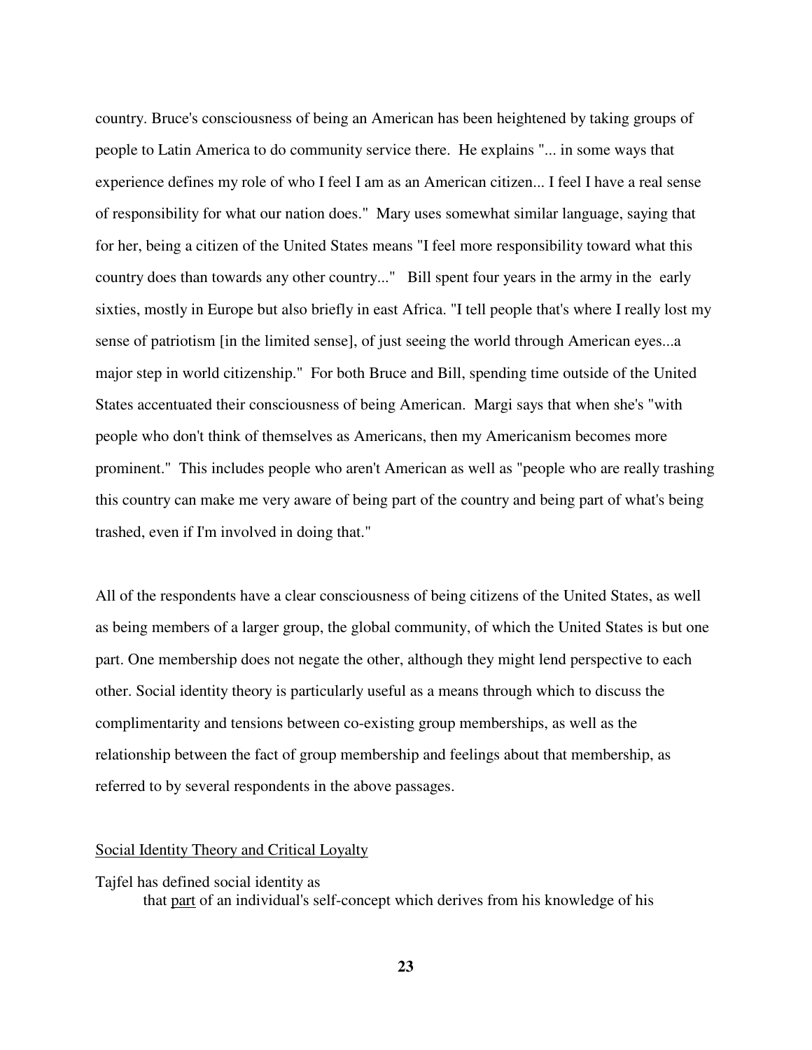country. Bruce's consciousness of being an American has been heightened by taking groups of people to Latin America to do community service there. He explains "... in some ways that experience defines my role of who I feel I am as an American citizen... I feel I have a real sense of responsibility for what our nation does." Mary uses somewhat similar language, saying that for her, being a citizen of the United States means "I feel more responsibility toward what this country does than towards any other country..." Bill spent four years in the army in the early sixties, mostly in Europe but also briefly in east Africa. "I tell people that's where I really lost my sense of patriotism [in the limited sense], of just seeing the world through American eyes...a major step in world citizenship." For both Bruce and Bill, spending time outside of the United States accentuated their consciousness of being American. Margi says that when she's "with people who don't think of themselves as Americans, then my Americanism becomes more prominent." This includes people who aren't American as well as "people who are really trashing this country can make me very aware of being part of the country and being part of what's being trashed, even if I'm involved in doing that."

All of the respondents have a clear consciousness of being citizens of the United States, as well as being members of a larger group, the global community, of which the United States is but one part. One membership does not negate the other, although they might lend perspective to each other. Social identity theory is particularly useful as a means through which to discuss the complimentarity and tensions between co-existing group memberships, as well as the relationship between the fact of group membership and feelings about that membership, as referred to by several respondents in the above passages.

<u>Social Identity Theory and Critical Loyalty</u>

Tajfel has defined social identity as

> that <u>part</u> of an individual's self-concept which derives from his knowledge of his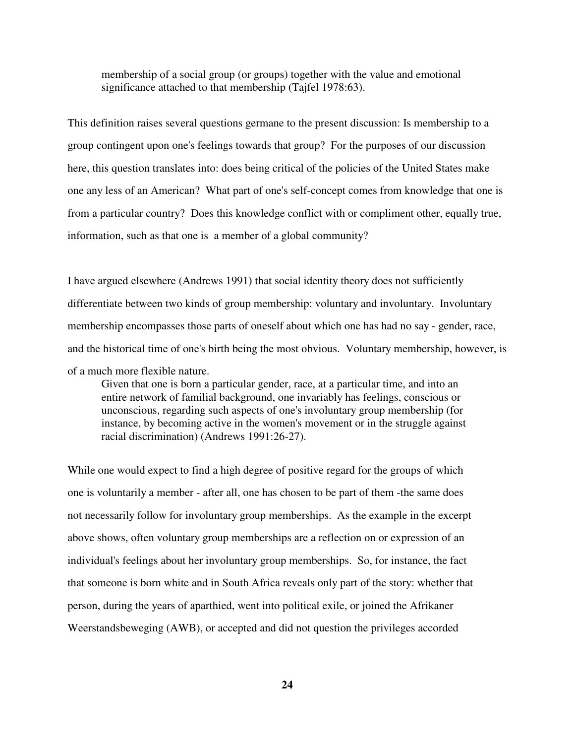> membership of a social group (or groups) together with the value and emotional significance attached to that membership (Tajfel 1978:63).

This definition raises several questions germane to the present discussion: Is membership to a group contingent upon one's feelings towards that group? For the purposes of our discussion here, this question translates into: does being critical of the policies of the United States make one any less of an American? What part of one's self-concept comes from knowledge that one is from a particular country? Does this knowledge conflict with or compliment other, equally true, information, such as that one is a member of a global community?

I have argued elsewhere (Andrews 1991) that social identity theory does not sufficiently differentiate between two kinds of group membership: voluntary and involuntary. Involuntary membership encompasses those parts of oneself about which one has had no say - gender, race, and the historical time of one's birth being the most obvious. Voluntary membership, however, is of a much more flexible nature.

> Given that one is born a particular gender, race, at a particular time, and into an entire network of familial background, one invariably has feelings, conscious or unconscious, regarding such aspects of one's involuntary group membership (for instance, by becoming active in the women's movement or in the struggle against racial discrimination) (Andrews 1991:26-27).

While one would expect to find a high degree of positive regard for the groups of which one is voluntarily a member - after all, one has chosen to be part of them -the same does not necessarily follow for involuntary group memberships. As the example in the excerpt above shows, often voluntary group memberships are a reflection on or expression of an individual's feelings about her involuntary group memberships. So, for instance, the fact that someone is born white and in South Africa reveals only part of the story: whether that person, during the years of aparthied, went into political exile, or joined the Afrikaner Weerstandsbeweging (AWB), or accepted and did not question the privileges accorded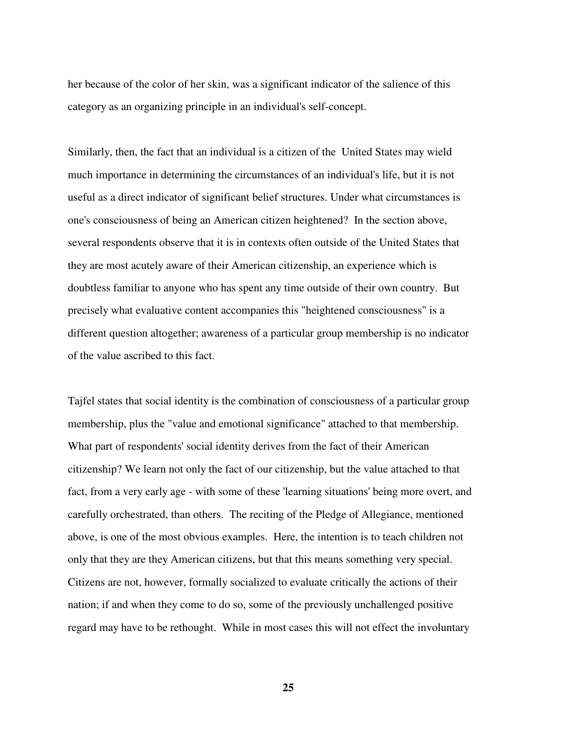her because of the color of her skin, was a significant indicator of the salience of this category as an organizing principle in an individual's self-concept.

Similarly, then, the fact that an individual is a citizen of the United States may wield much importance in determining the circumstances of an individual's life, but it is not useful as a direct indicator of significant belief structures. Under what circumstances is one's consciousness of being an American citizen heightened? In the section above, several respondents observe that it is in contexts often outside of the United States that they are most acutely aware of their American citizenship, an experience which is doubtless familiar to anyone who has spent any time outside of their own country. But precisely what evaluative content accompanies this "heightened consciousness" is a different question altogether; awareness of a particular group membership is no indicator of the value ascribed to this fact.

Tajfel states that social identity is the combination of consciousness of a particular group membership, plus the "value and emotional significance" attached to that membership. What part of respondents' social identity derives from the fact of their American citizenship? We learn not only the fact of our citizenship, but the value attached to that fact, from a very early age - with some of these 'learning situations' being more overt, and carefully orchestrated, than others. The reciting of the Pledge of Allegiance, mentioned above, is one of the most obvious examples. Here, the intention is to teach children not only that they are they American citizens, but that this means something very special. Citizens are not, however, formally socialized to evaluate critically the actions of their nation; if and when they come to do so, some of the previously unchallenged positive regard may have to be rethought. While in most cases this will not effect the involuntary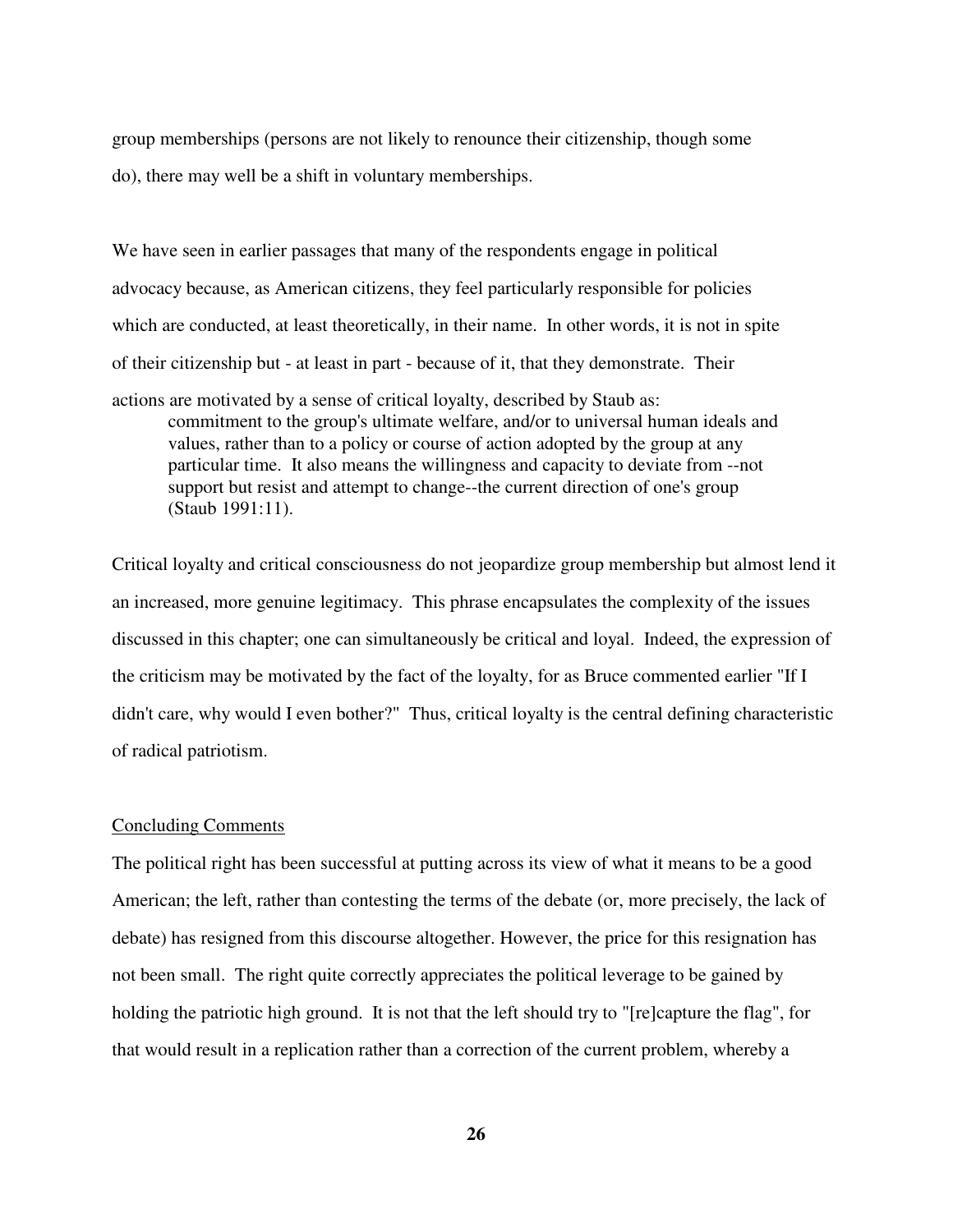group memberships (persons are not likely to renounce their citizenship, though some do), there may well be a shift in voluntary memberships.

We have seen in earlier passages that many of the respondents engage in political advocacy because, as American citizens, they feel particularly responsible for policies which are conducted, at least theoretically, in their name. In other words, it is not in spite of their citizenship but - at least in part - because of it, that they demonstrate. Their actions are motivated by a sense of critical loyalty, described by Staub as:

> commitment to the group's ultimate welfare, and/or to universal human ideals and values, rather than to a policy or course of action adopted by the group at any particular time. It also means the willingness and capacity to deviate from --not support but resist and attempt to change--the current direction of one's group (Staub 1991:11).

Critical loyalty and critical consciousness do not jeopardize group membership but almost lend it an increased, more genuine legitimacy. This phrase encapsulates the complexity of the issues discussed in this chapter; one can simultaneously be critical and loyal. Indeed, the expression of the criticism may be motivated by the fact of the loyalty, for as Bruce commented earlier "If I didn't care, why would I even bother?" Thus, critical loyalty is the central defining characteristic of radical patriotism.

## Concluding Comments

The political right has been successful at putting across its view of what it means to be a good American; the left, rather than contesting the terms of the debate (or, more precisely, the lack of debate) has resigned from this discourse altogether. However, the price for this resignation has not been small. The right quite correctly appreciates the political leverage to be gained by holding the patriotic high ground. It is not that the left should try to "[re]capture the flag", for that would result in a replication rather than a correction of the current problem, whereby a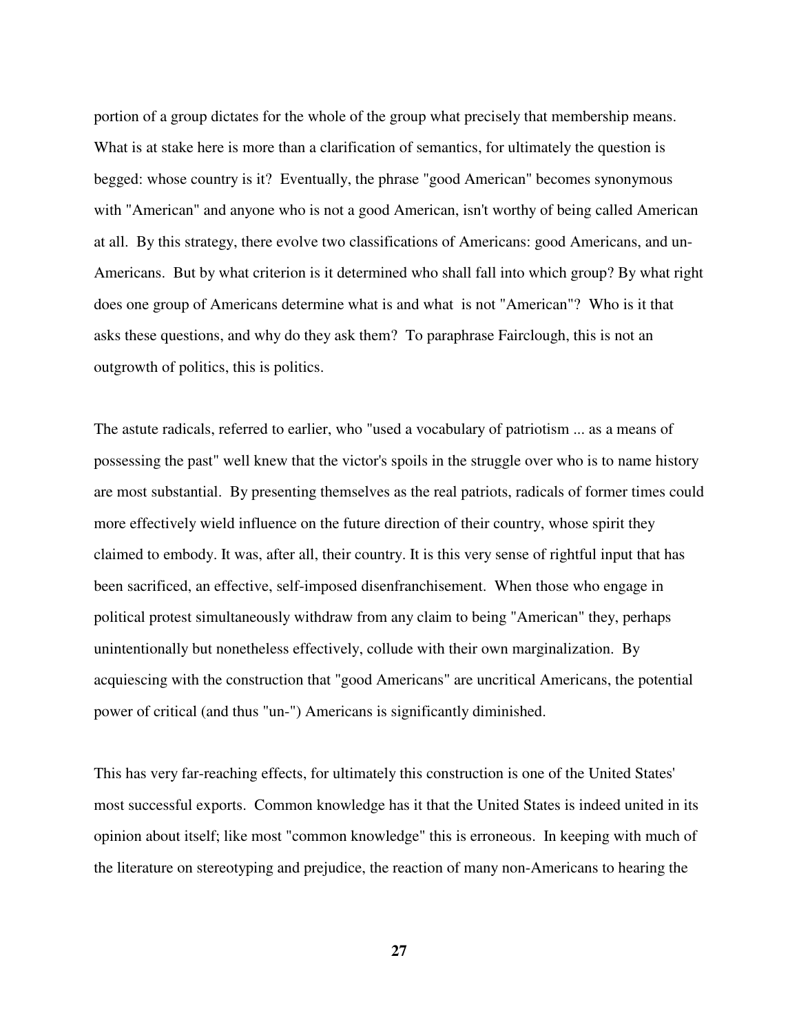portion of a group dictates for the whole of the group what precisely that membership means. What is at stake here is more than a clarification of semantics, for ultimately the question is begged: whose country is it? Eventually, the phrase "good American" becomes synonymous with "American" and anyone who is not a good American, isn't worthy of being called American at all. By this strategy, there evolve two classifications of Americans: good Americans, and un-Americans. But by what criterion is it determined who shall fall into which group? By what right does one group of Americans determine what is and what is not "American"? Who is it that asks these questions, and why do they ask them? To paraphrase Fairclough, this is not an outgrowth of politics, this is politics.

The astute radicals, referred to earlier, who "used a vocabulary of patriotism ... as a means of possessing the past" well knew that the victor's spoils in the struggle over who is to name history are most substantial. By presenting themselves as the real patriots, radicals of former times could more effectively wield influence on the future direction of their country, whose spirit they claimed to embody. It was, after all, their country. It is this very sense of rightful input that has been sacrificed, an effective, self-imposed disenfranchisement. When those who engage in political protest simultaneously withdraw from any claim to being "American" they, perhaps unintentionally but nonetheless effectively, collude with their own marginalization. By acquiescing with the construction that "good Americans" are uncritical Americans, the potential power of critical (and thus "un-") Americans is significantly diminished.

This has very far-reaching effects, for ultimately this construction is one of the United States' most successful exports. Common knowledge has it that the United States is indeed united in its opinion about itself; like most "common knowledge" this is erroneous. In keeping with much of the literature on stereotyping and prejudice, the reaction of many non-Americans to hearing the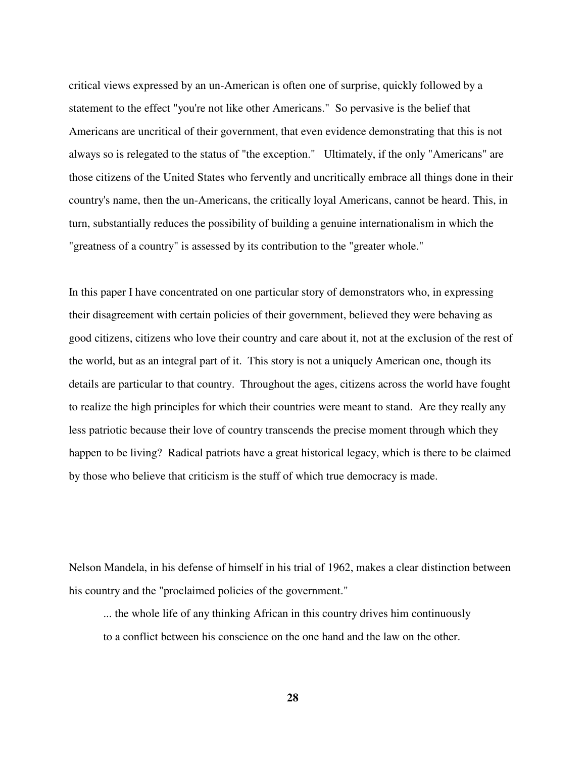critical views expressed by an un-American is often one of surprise, quickly followed by a statement to the effect "you're not like other Americans." So pervasive is the belief that Americans are uncritical of their government, that even evidence demonstrating that this is not always so is relegated to the status of "the exception." Ultimately, if the only "Americans" are those citizens of the United States who fervently and uncritically embrace all things done in their country's name, then the un-Americans, the critically loyal Americans, cannot be heard. This, in turn, substantially reduces the possibility of building a genuine internationalism in which the "greatness of a country" is assessed by its contribution to the "greater whole."

In this paper I have concentrated on one particular story of demonstrators who, in expressing their disagreement with certain policies of their government, believed they were behaving as good citizens, citizens who love their country and care about it, not at the exclusion of the rest of the world, but as an integral part of it. This story is not a uniquely American one, though its details are particular to that country. Throughout the ages, citizens across the world have fought to realize the high principles for which their countries were meant to stand. Are they really any less patriotic because their love of country transcends the precise moment through which they happen to be living? Radical patriots have a great historical legacy, which is there to be claimed by those who believe that criticism is the stuff of which true democracy is made.

Nelson Mandela, in his defense of himself in his trial of 1962, makes a clear distinction between his country and the "proclaimed policies of the government."

> ... the whole life of any thinking African in this country drives him continuously to a conflict between his conscience on the one hand and the law on the other.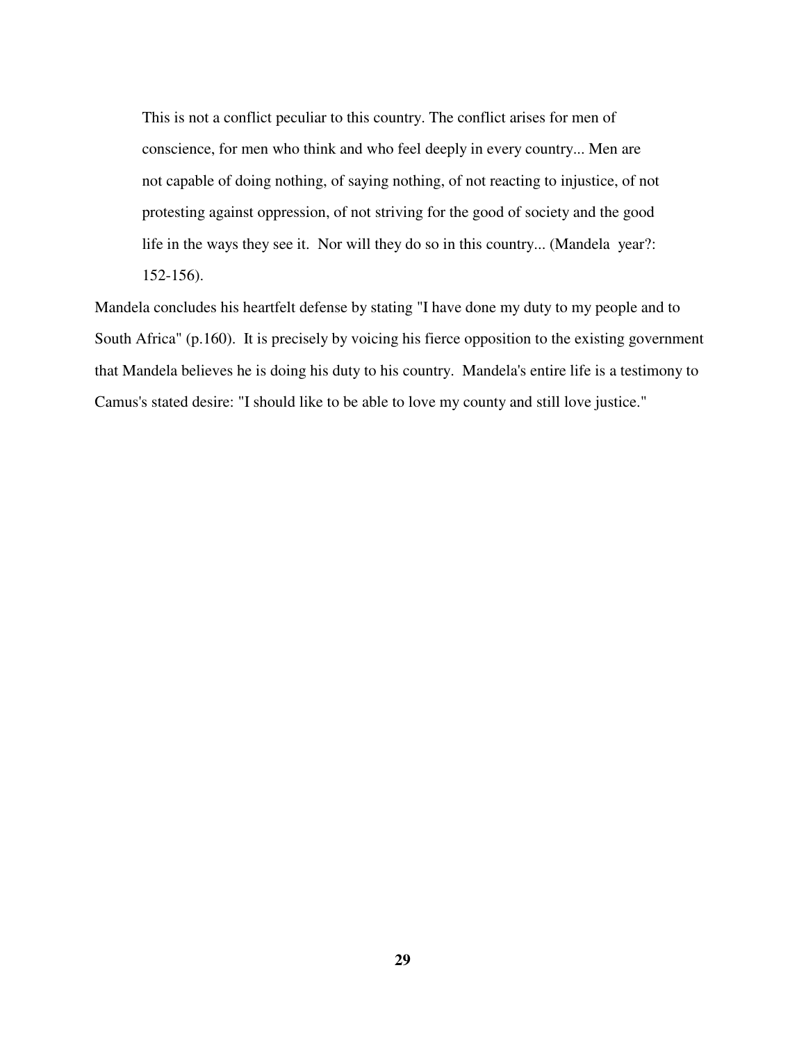> This is not a conflict peculiar to this country. The conflict arises for men of conscience, for men who think and who feel deeply in every country... Men are not capable of doing nothing, of saying nothing, of not reacting to injustice, of not protesting against oppression, of not striving for the good of society and the good life in the ways they see it. Nor will they do so in this country... (Mandela year?: 152-156).

Mandela concludes his heartfelt defense by stating "I have done my duty to my people and to South Africa" (p.160). It is precisely by voicing his fierce opposition to the existing government that Mandela believes he is doing his duty to his country. Mandela's entire life is a testimony to Camus's stated desire: "I should like to be able to love my county and still love justice."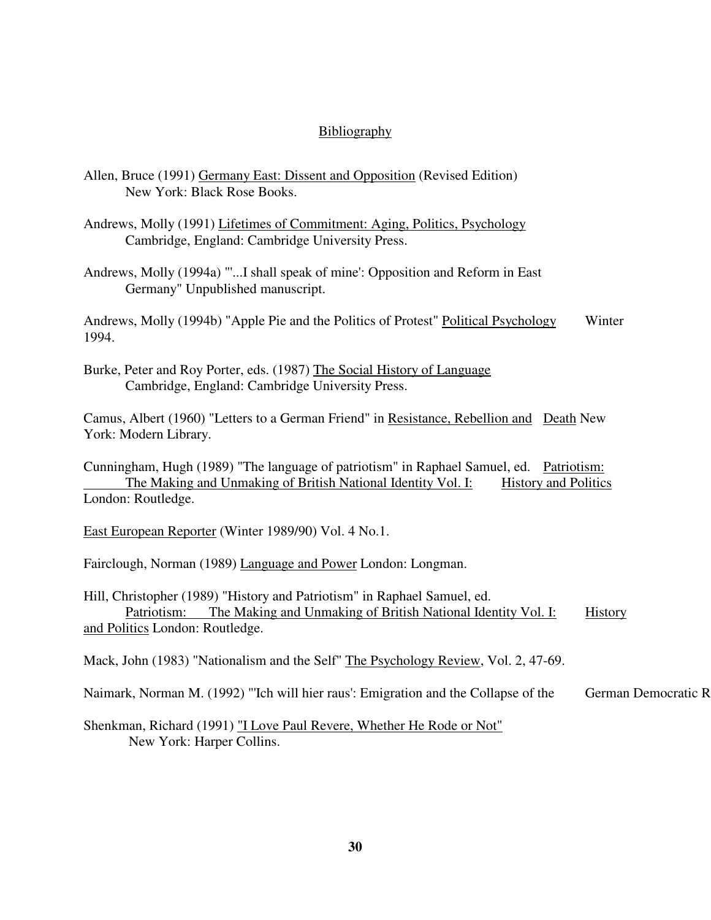# Bibliography

Allen, Bruce (1991) <u>Germany East: Dissent and Opposition</u> (Revised Edition) New York: Black Rose Books.

Andrews, Molly (1991) <u>Lifetimes of Commitment: Aging, Politics, Psychology</u> Cambridge, England: Cambridge University Press.

Andrews, Molly (1994a) "'...I shall speak of mine': Opposition and Reform in East Germany" Unpublished manuscript.

Andrews, Molly (1994b) "Apple Pie and the Politics of Protest" <u>Political Psychology</u> Winter 1994.

Burke, Peter and Roy Porter, eds. (1987) <u>The Social History of Language</u> Cambridge, England: Cambridge University Press.

Camus, Albert (1960) "Letters to a German Friend" in <u>Resistance, Rebellion and Death</u> New York: Modern Library.

Cunningham, Hugh (1989) "The language of patriotism" in Raphael Samuel, ed. <u>Patriotism: The Making and Unmaking of British National Identity Vol. I: History and Politics</u> London: Routledge.

<u>East European Reporter</u> (Winter 1989/90) Vol. 4 No.1.

Fairclough, Norman (1989) <u>Language and Power</u> London: Longman.

Hill, Christopher (1989) "History and Patriotism" in Raphael Samuel, ed. <u>Patriotism: The Making and Unmaking of British National Identity Vol. I: History and Politics</u> London: Routledge.

Mack, John (1983) "Nationalism and the Self" <u>The Psychology Review</u>, Vol. 2, 47-69.

Naimark, Norman M. (1992) "'Ich will hier raus': Emigration and the Collapse of the German Democratic R

Shenkman, Richard (1991) <u>"I Love Paul Revere, Whether He Rode or Not"</u> New York: Harper Collins.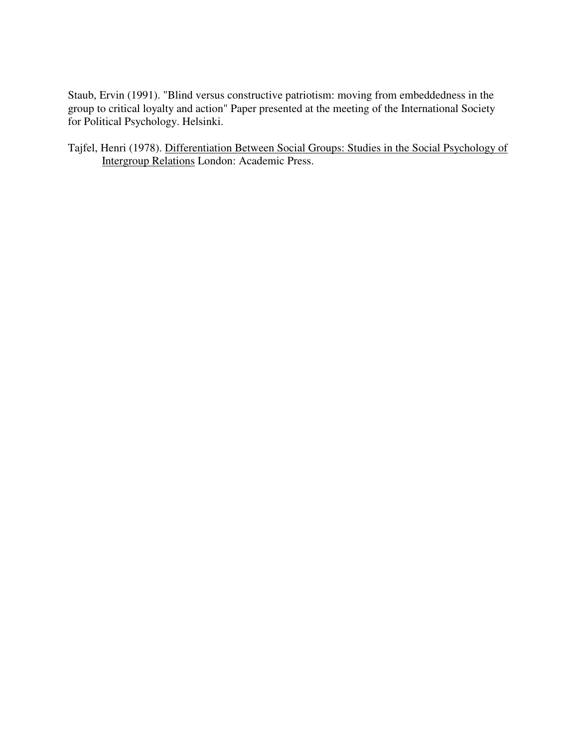Staub, Ervin (1991). "Blind versus constructive patriotism: moving from embeddedness in the group to critical loyalty and action" Paper presented at the meeting of the International Society for Political Psychology. Helsinki.

Tajfel, Henri (1978). Differentiation Between Social Groups: Studies in the Social Psychology of Intergroup Relations London: Academic Press.